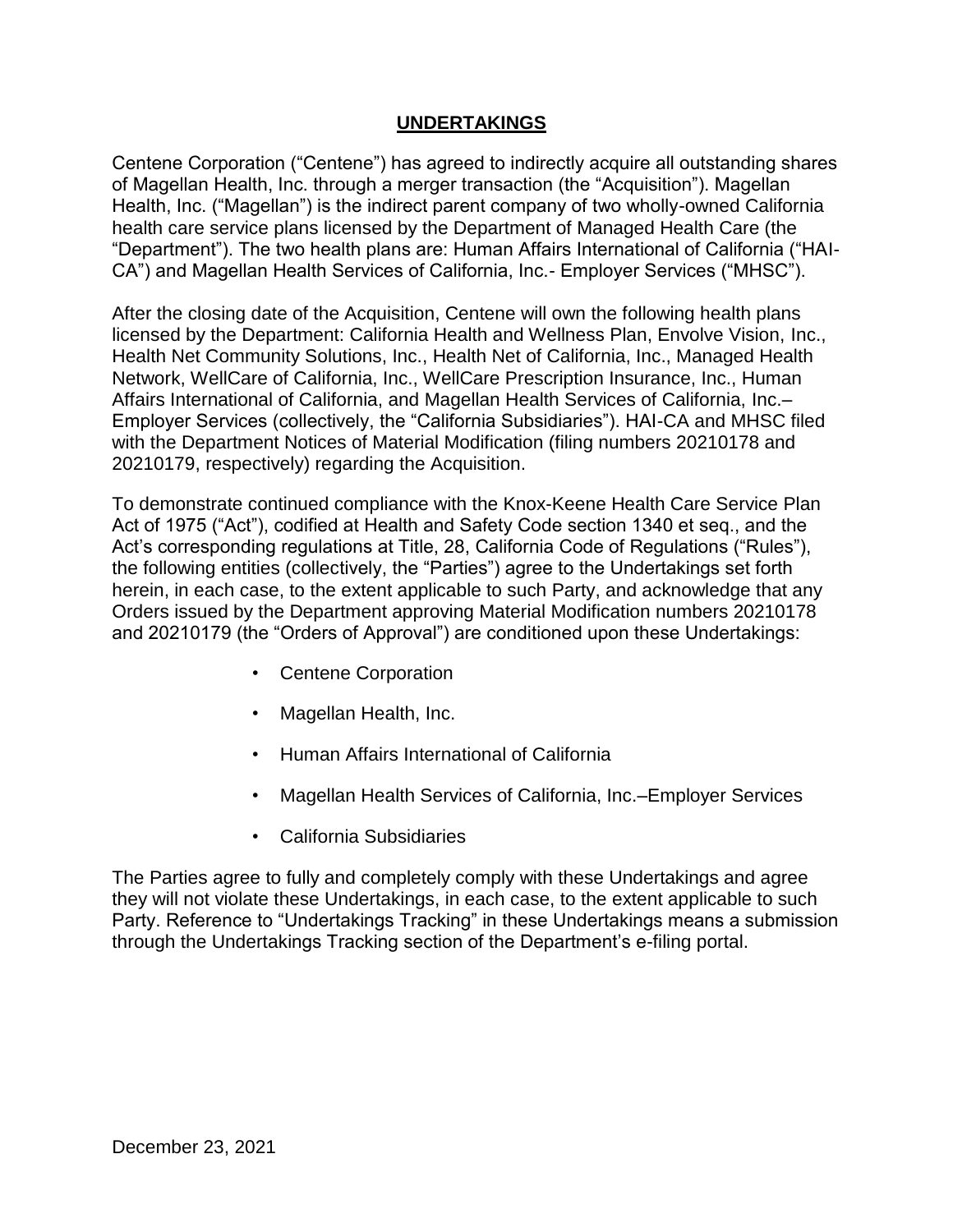# **UNDERTAKINGS**

Centene Corporation ("Centene") has agreed to indirectly acquire all outstanding shares of Magellan Health, Inc. through a merger transaction (the "Acquisition"). Magellan Health, Inc. ("Magellan") is the indirect parent company of two wholly-owned California health care service plans licensed by the Department of Managed Health Care (the "Department"). The two health plans are: Human Affairs International of California ("HAI-CA") and Magellan Health Services of California, Inc.- Employer Services ("MHSC").

After the closing date of the Acquisition, Centene will own the following health plans licensed by the Department: California Health and Wellness Plan, Envolve Vision, Inc., Health Net Community Solutions, Inc., Health Net of California, Inc., Managed Health Network, WellCare of California, Inc., WellCare Prescription Insurance, Inc., Human Affairs International of California, and Magellan Health Services of California, Inc.– Employer Services (collectively, the "California Subsidiaries"). HAI-CA and MHSC filed with the Department Notices of Material Modification (filing numbers 20210178 and 20210179, respectively) regarding the Acquisition.

To demonstrate continued compliance with the Knox-Keene Health Care Service Plan Act of 1975 ("Act"), codified at Health and Safety Code section 1340 et seq., and the Act's corresponding regulations at Title, 28, California Code of Regulations ("Rules"), the following entities (collectively, the "Parties") agree to the Undertakings set forth herein, in each case, to the extent applicable to such Party, and acknowledge that any Orders issued by the Department approving Material Modification numbers 20210178 and 20210179 (the "Orders of Approval") are conditioned upon these Undertakings:

- Centene Corporation
- Magellan Health, Inc.
- Human Affairs International of California
- Magellan Health Services of California, Inc.–Employer Services
- California Subsidiaries

The Parties agree to fully and completely comply with these Undertakings and agree they will not violate these Undertakings, in each case, to the extent applicable to such Party. Reference to "Undertakings Tracking" in these Undertakings means a submission through the Undertakings Tracking section of the Department's e-filing portal.

December 23, 2021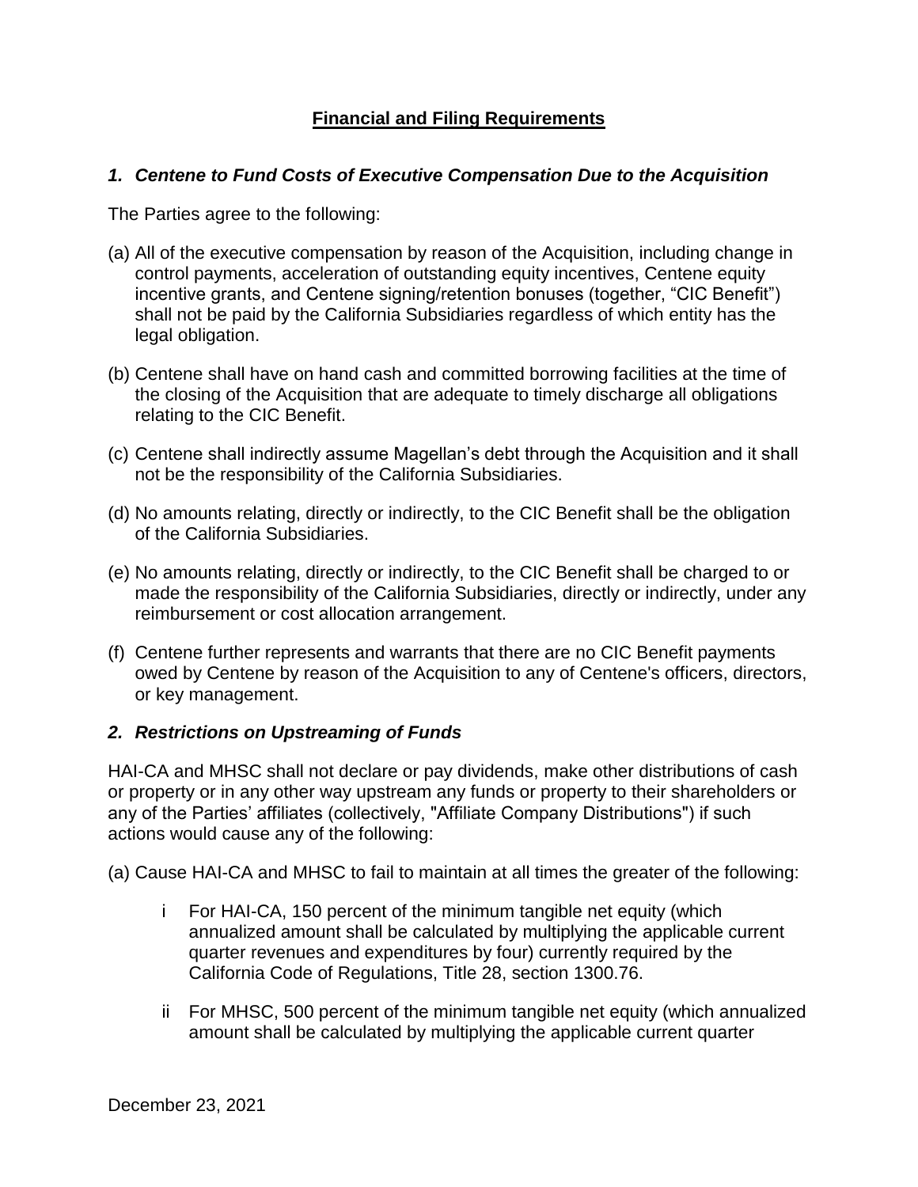## Financial and Filing Requirements

### *1. Centene to Fund Costs of Executive Compensation Due to the Acquisition*

The Parties agree to the following:

(a) All of the executive compensation by reason of the Acquisition, including change in control payments, acceleration of outstanding equity incentives, Centene equity incentive grants, and Centene signing/retention bonuses (together, "CIC Benefit") shall not be paid by the California Subsidiaries regardless of which entity has the legal obligation.

(b) Centene shall have on hand cash and committed borrowing facilities at the time of the closing of the Acquisition that are adequate to timely discharge all obligations relating to the CIC Benefit.

(c) Centene shall indirectly assume Magellan's debt through the Acquisition and it shall not be the responsibility of the California Subsidiaries.

(d) No amounts relating, directly or indirectly, to the CIC Benefit shall be the obligation of the California Subsidiaries.

(e) No amounts relating, directly or indirectly, to the CIC Benefit shall be charged to or made the responsibility of the California Subsidiaries, directly or indirectly, under any reimbursement or cost allocation arrangement.

(f) Centene further represents and warrants that there are no CIC Benefit payments owed by Centene by reason of the Acquisition to any of Centene's officers, directors, or key management.

### *2. Restrictions on Upstreaming of Funds*

HAI-CA and MHSC shall not declare or pay dividends, make other distributions of cash or property or in any other way upstream any funds or property to their shareholders or any of the Parties' affiliates (collectively, "Affiliate Company Distributions") if such actions would cause any of the following:

(a) Cause HAI-CA and MHSC to fail to maintain at all times the greater of the following:

- i For HAI-CA, 150 percent of the minimum tangible net equity (which annualized amount shall be calculated by multiplying the applicable current quarter revenues and expenditures by four) currently required by the California Code of Regulations, Title 28, section 1300.76.

- ii For MHSC, 500 percent of the minimum tangible net equity (which annualized amount shall be calculated by multiplying the applicable current quarter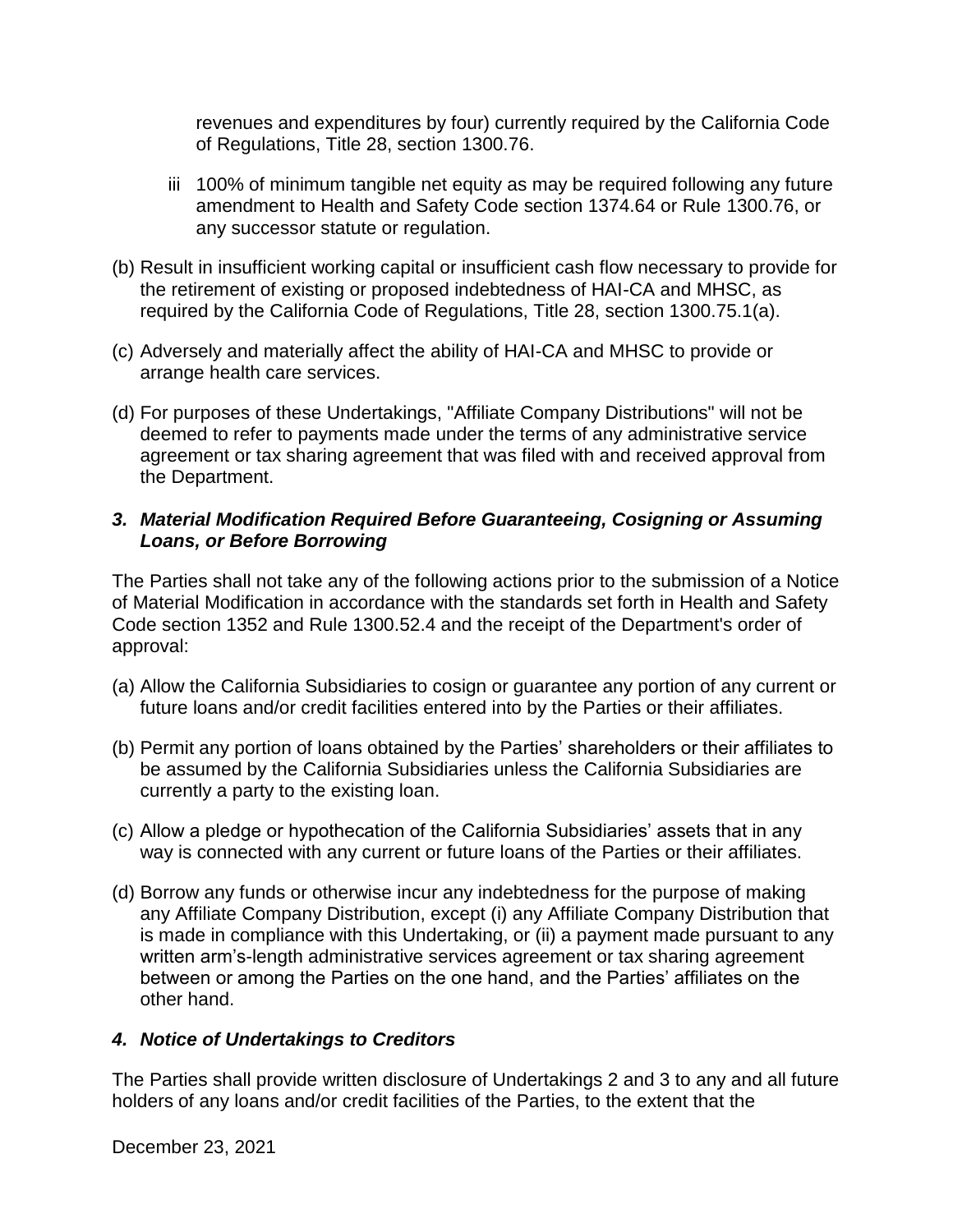revenues and expenditures by four) currently required by the California Code of Regulations, Title 28, section 1300.76.

iii 100% of minimum tangible net equity as may be required following any future amendment to Health and Safety Code section 1374.64 or Rule 1300.76, or any successor statute or regulation.

(b) Result in insufficient working capital or insufficient cash flow necessary to provide for the retirement of existing or proposed indebtedness of HAI-CA and MHSC, as required by the California Code of Regulations, Title 28, section 1300.75.1(a).

(c) Adversely and materially affect the ability of HAI-CA and MHSC to provide or arrange health care services.

(d) For purposes of these Undertakings, "Affiliate Company Distributions" will not be deemed to refer to payments made under the terms of any administrative service agreement or tax sharing agreement that was filed with and received approval from the Department.

### *3. Material Modification Required Before Guaranteeing, Cosigning or Assuming Loans, or Before Borrowing*

The Parties shall not take any of the following actions prior to the submission of a Notice of Material Modification in accordance with the standards set forth in Health and Safety Code section 1352 and Rule 1300.52.4 and the receipt of the Department's order of approval:

(a) Allow the California Subsidiaries to cosign or guarantee any portion of any current or future loans and/or credit facilities entered into by the Parties or their affiliates.

(b) Permit any portion of loans obtained by the Parties' shareholders or their affiliates to be assumed by the California Subsidiaries unless the California Subsidiaries are currently a party to the existing loan.

(c) Allow a pledge or hypothecation of the California Subsidiaries' assets that in any way is connected with any current or future loans of the Parties or their affiliates.

(d) Borrow any funds or otherwise incur any indebtedness for the purpose of making any Affiliate Company Distribution, except (i) any Affiliate Company Distribution that is made in compliance with this Undertaking, or (ii) a payment made pursuant to any written arm's-length administrative services agreement or tax sharing agreement between or among the Parties on the one hand, and the Parties' affiliates on the other hand.

### *4. Notice of Undertakings to Creditors*

The Parties shall provide written disclosure of Undertakings 2 and 3 to any and all future holders of any loans and/or credit facilities of the Parties, to the extent that the

December 23, 2021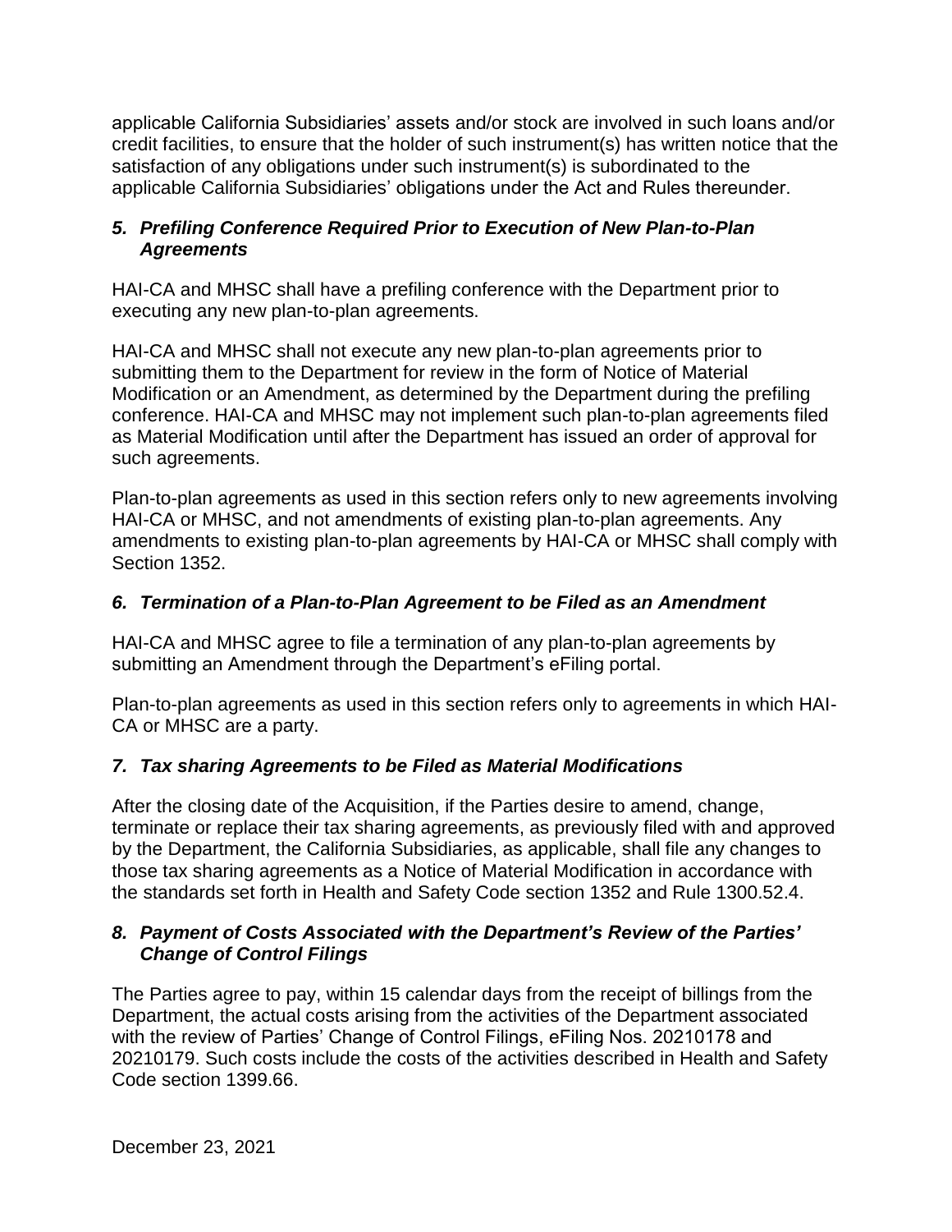applicable California Subsidiaries' assets and/or stock are involved in such loans and/or credit facilities, to ensure that the holder of such instrument(s) has written notice that the satisfaction of any obligations under such instrument(s) is subordinated to the applicable California Subsidiaries' obligations under the Act and Rules thereunder.

### *5. Prefiling Conference Required Prior to Execution of New Plan-to-Plan Agreements*

HAI-CA and MHSC shall have a prefiling conference with the Department prior to executing any new plan-to-plan agreements.

HAI-CA and MHSC shall not execute any new plan-to-plan agreements prior to submitting them to the Department for review in the form of Notice of Material Modification or an Amendment, as determined by the Department during the prefiling conference. HAI-CA and MHSC may not implement such plan-to-plan agreements filed as Material Modification until after the Department has issued an order of approval for such agreements.

Plan-to-plan agreements as used in this section refers only to new agreements involving HAI-CA or MHSC, and not amendments of existing plan-to-plan agreements. Any amendments to existing plan-to-plan agreements by HAI-CA or MHSC shall comply with Section 1352.

### *6. Termination of a Plan-to-Plan Agreement to be Filed as an Amendment*

HAI-CA and MHSC agree to file a termination of any plan-to-plan agreements by submitting an Amendment through the Department's eFiling portal.

Plan-to-plan agreements as used in this section refers only to agreements in which HAI-CA or MHSC are a party.

### *7. Tax sharing Agreements to be Filed as Material Modifications*

After the closing date of the Acquisition, if the Parties desire to amend, change, terminate or replace their tax sharing agreements, as previously filed with and approved by the Department, the California Subsidiaries, as applicable, shall file any changes to those tax sharing agreements as a Notice of Material Modification in accordance with the standards set forth in Health and Safety Code section 1352 and Rule 1300.52.4.

### *8. Payment of Costs Associated with the Department's Review of the Parties' Change of Control Filings*

The Parties agree to pay, within 15 calendar days from the receipt of billings from the Department, the actual costs arising from the activities of the Department associated with the review of Parties' Change of Control Filings, eFiling Nos. 20210178 and 20210179. Such costs include the costs of the activities described in Health and Safety Code section 1399.66.

December 23, 2021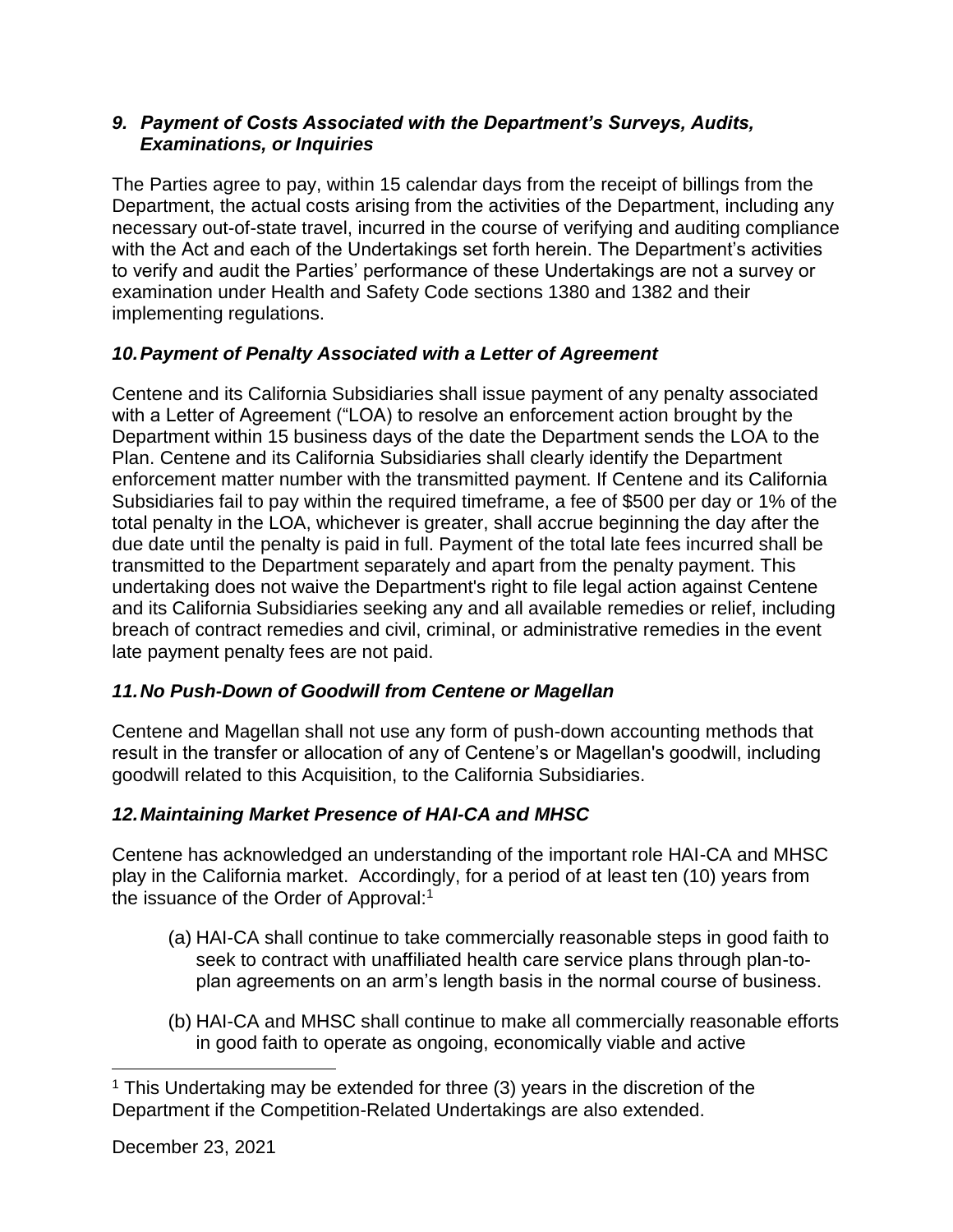### *9. Payment of Costs Associated with the Department's Surveys, Audits, Examinations, or Inquiries*

The Parties agree to pay, within 15 calendar days from the receipt of billings from the Department, the actual costs arising from the activities of the Department, including any necessary out-of-state travel, incurred in the course of verifying and auditing compliance with the Act and each of the Undertakings set forth herein. The Department's activities to verify and audit the Parties' performance of these Undertakings are not a survey or examination under Health and Safety Code sections 1380 and 1382 and their implementing regulations.

### *10. Payment of Penalty Associated with a Letter of Agreement*

Centene and its California Subsidiaries shall issue payment of any penalty associated with a Letter of Agreement ("LOA) to resolve an enforcement action brought by the Department within 15 business days of the date the Department sends the LOA to the Plan. Centene and its California Subsidiaries shall clearly identify the Department enforcement matter number with the transmitted payment. If Centene and its California Subsidiaries fail to pay within the required timeframe, a fee of $500 per day or 1% of the total penalty in the LOA, whichever is greater, shall accrue beginning the day after the due date until the penalty is paid in full. Payment of the total late fees incurred shall be transmitted to the Department separately and apart from the penalty payment. This undertaking does not waive the Department's right to file legal action against Centene and its California Subsidiaries seeking any and all available remedies or relief, including breach of contract remedies and civil, criminal, or administrative remedies in the event late payment penalty fees are not paid.

### *11. No Push-Down of Goodwill from Centene or Magellan*

Centene and Magellan shall not use any form of push-down accounting methods that result in the transfer or allocation of any of Centene's or Magellan's goodwill, including goodwill related to this Acquisition, to the California Subsidiaries.

### *12. Maintaining Market Presence of HAI-CA and MHSC*

Centene has acknowledged an understanding of the important role HAI-CA and MHSC play in the California market. Accordingly, for a period of at least ten (10) years from the issuance of the Order of Approval:[1]

(a) HAI-CA shall continue to take commercially reasonable steps in good faith to seek to contract with unaffiliated health care service plans through plan-to-plan agreements on an arm's length basis in the normal course of business.

(b) HAI-CA and MHSC shall continue to make all commercially reasonable efforts in good faith to operate as ongoing, economically viable and active

---

[1] This Undertaking may be extended for three (3) years in the discretion of the Department if the Competition-Related Undertakings are also extended.

December 23, 2021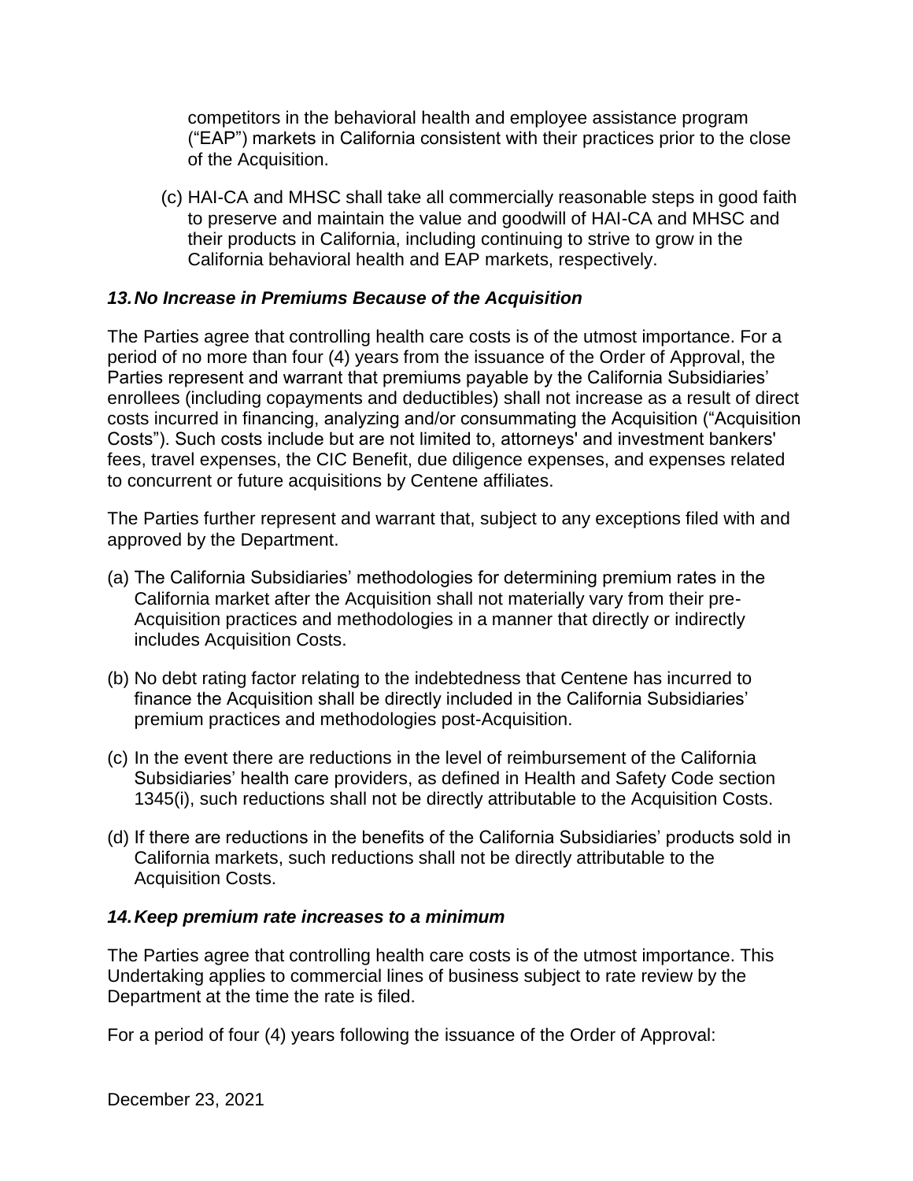competitors in the behavioral health and employee assistance program ("EAP") markets in California consistent with their practices prior to the close of the Acquisition.

(c) HAI-CA and MHSC shall take all commercially reasonable steps in good faith to preserve and maintain the value and goodwill of HAI-CA and MHSC and their products in California, including continuing to strive to grow in the California behavioral health and EAP markets, respectively.

### *13. No Increase in Premiums Because of the Acquisition*

The Parties agree that controlling health care costs is of the utmost importance. For a period of no more than four (4) years from the issuance of the Order of Approval, the Parties represent and warrant that premiums payable by the California Subsidiaries' enrollees (including copayments and deductibles) shall not increase as a result of direct costs incurred in financing, analyzing and/or consummating the Acquisition ("Acquisition Costs"). Such costs include but are not limited to, attorneys' and investment bankers' fees, travel expenses, the CIC Benefit, due diligence expenses, and expenses related to concurrent or future acquisitions by Centene affiliates.

The Parties further represent and warrant that, subject to any exceptions filed with and approved by the Department.

(a) The California Subsidiaries' methodologies for determining premium rates in the California market after the Acquisition shall not materially vary from their pre-Acquisition practices and methodologies in a manner that directly or indirectly includes Acquisition Costs.

(b) No debt rating factor relating to the indebtedness that Centene has incurred to finance the Acquisition shall be directly included in the California Subsidiaries' premium practices and methodologies post-Acquisition.

(c) In the event there are reductions in the level of reimbursement of the California Subsidiaries' health care providers, as defined in Health and Safety Code section 1345(i), such reductions shall not be directly attributable to the Acquisition Costs.

(d) If there are reductions in the benefits of the California Subsidiaries' products sold in California markets, such reductions shall not be directly attributable to the Acquisition Costs.

### *14. Keep premium rate increases to a minimum*

The Parties agree that controlling health care costs is of the utmost importance. This Undertaking applies to commercial lines of business subject to rate review by the Department at the time the rate is filed.

For a period of four (4) years following the issuance of the Order of Approval: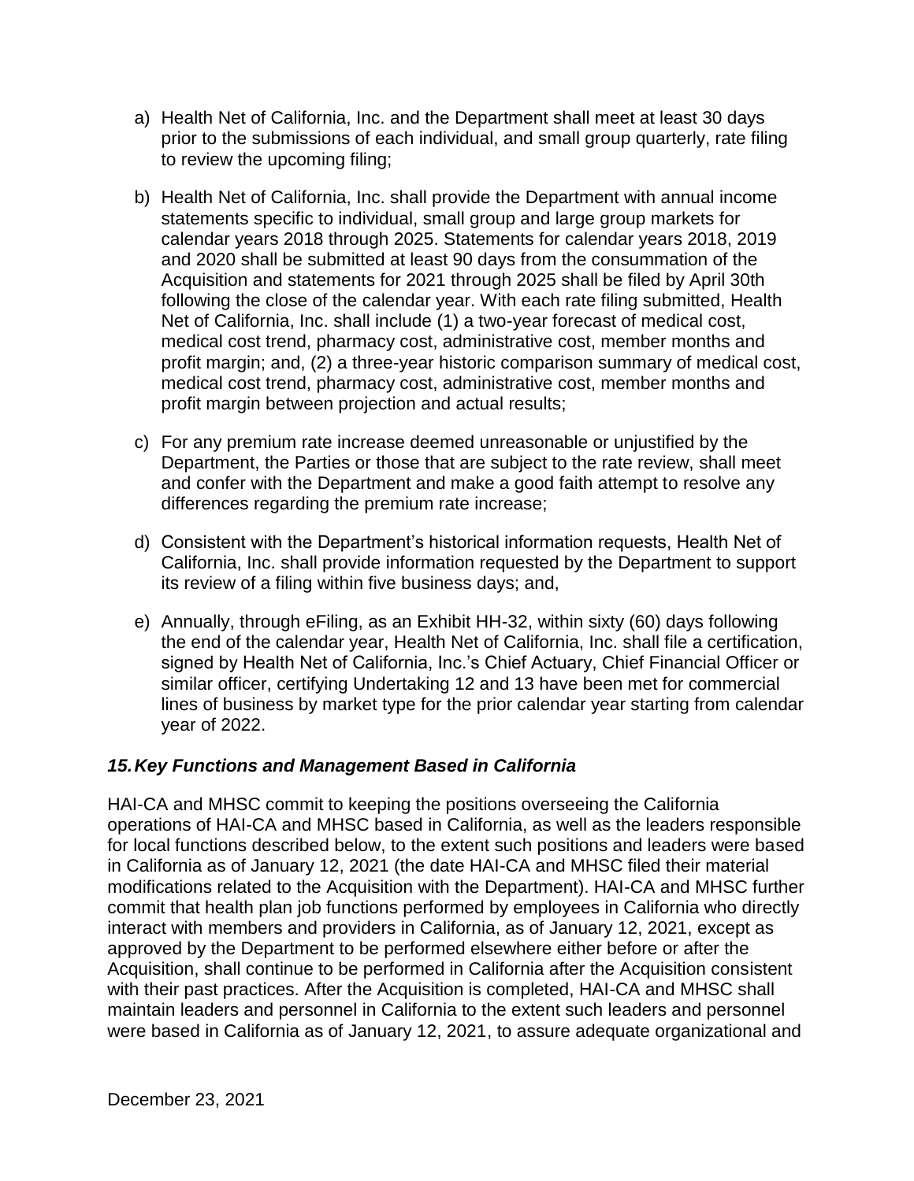a) Health Net of California, Inc. and the Department shall meet at least 30 days prior to the submissions of each individual, and small group quarterly, rate filing to review the upcoming filing;

b) Health Net of California, Inc. shall provide the Department with annual income statements specific to individual, small group and large group markets for calendar years 2018 through 2025. Statements for calendar years 2018, 2019 and 2020 shall be submitted at least 90 days from the consummation of the Acquisition and statements for 2021 through 2025 shall be filed by April 30th following the close of the calendar year. With each rate filing submitted, Health Net of California, Inc. shall include (1) a two-year forecast of medical cost, medical cost trend, pharmacy cost, administrative cost, member months and profit margin; and, (2) a three-year historic comparison summary of medical cost, medical cost trend, pharmacy cost, administrative cost, member months and profit margin between projection and actual results;

c) For any premium rate increase deemed unreasonable or unjustified by the Department, the Parties or those that are subject to the rate review, shall meet and confer with the Department and make a good faith attempt to resolve any differences regarding the premium rate increase;

d) Consistent with the Department's historical information requests, Health Net of California, Inc. shall provide information requested by the Department to support its review of a filing within five business days; and,

e) Annually, through eFiling, as an Exhibit HH-32, within sixty (60) days following the end of the calendar year, Health Net of California, Inc. shall file a certification, signed by Health Net of California, Inc.'s Chief Actuary, Chief Financial Officer or similar officer, certifying Undertaking 12 and 13 have been met for commercial lines of business by market type for the prior calendar year starting from calendar year of 2022.

### *15. Key Functions and Management Based in California*

HAI-CA and MHSC commit to keeping the positions overseeing the California operations of HAI-CA and MHSC based in California, as well as the leaders responsible for local functions described below, to the extent such positions and leaders were based in California as of January 12, 2021 (the date HAI-CA and MHSC filed their material modifications related to the Acquisition with the Department). HAI-CA and MHSC further commit that health plan job functions performed by employees in California who directly interact with members and providers in California, as of January 12, 2021, except as approved by the Department to be performed elsewhere either before or after the Acquisition, shall continue to be performed in California after the Acquisition consistent with their past practices. After the Acquisition is completed, HAI-CA and MHSC shall maintain leaders and personnel in California to the extent such leaders and personnel were based in California as of January 12, 2021, to assure adequate organizational and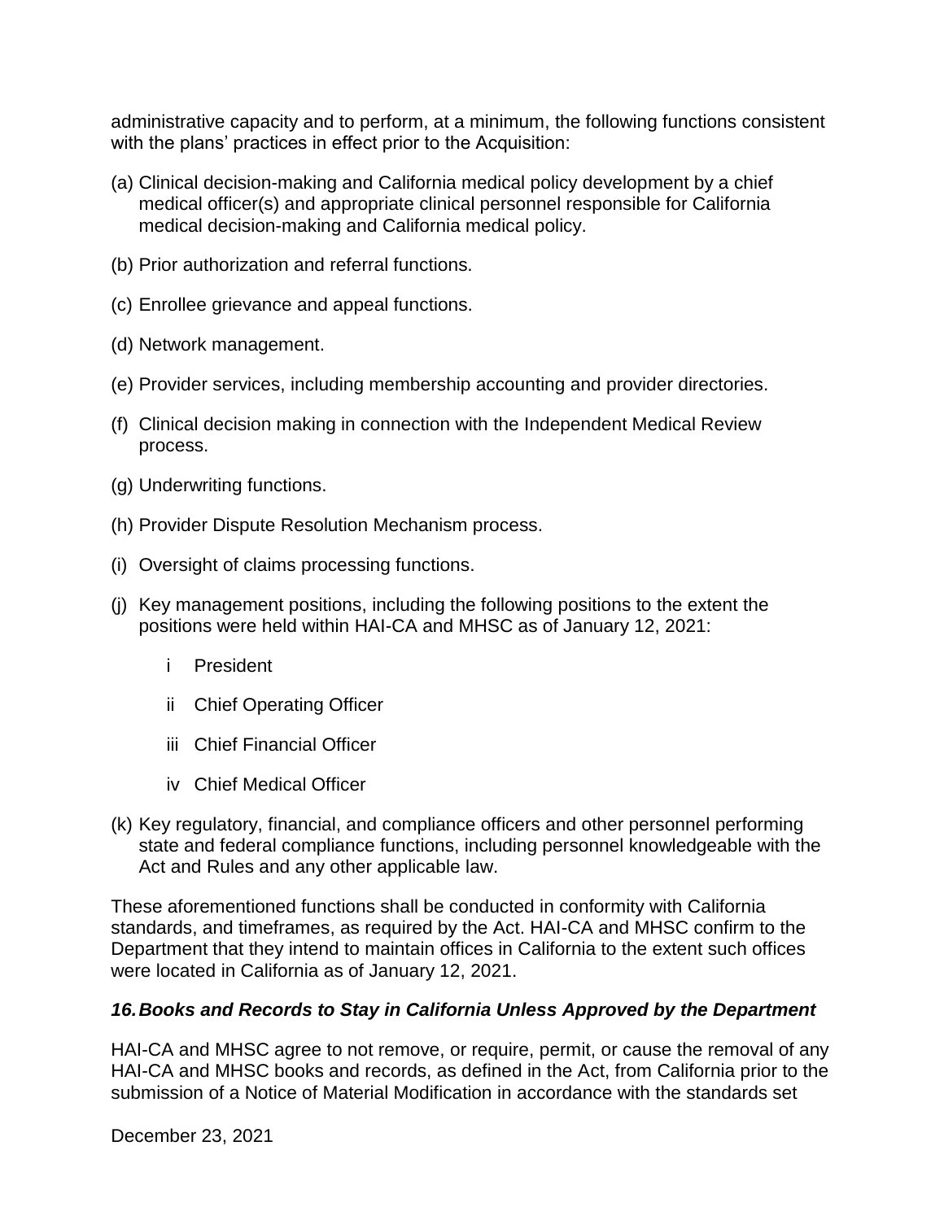administrative capacity and to perform, at a minimum, the following functions consistent with the plans' practices in effect prior to the Acquisition:

(a) Clinical decision-making and California medical policy development by a chief medical officer(s) and appropriate clinical personnel responsible for California medical decision-making and California medical policy.

(b) Prior authorization and referral functions.

(c) Enrollee grievance and appeal functions.

(d) Network management.

(e) Provider services, including membership accounting and provider directories.

(f) Clinical decision making in connection with the Independent Medical Review process.

(g) Underwriting functions.

(h) Provider Dispute Resolution Mechanism process.

(i) Oversight of claims processing functions.

(j) Key management positions, including the following positions to the extent the positions were held within HAI-CA and MHSC as of January 12, 2021:

  i President

  ii Chief Operating Officer

  iii Chief Financial Officer

  iv Chief Medical Officer

(k) Key regulatory, financial, and compliance officers and other personnel performing state and federal compliance functions, including personnel knowledgeable with the Act and Rules and any other applicable law.

These aforementioned functions shall be conducted in conformity with California standards, and timeframes, as required by the Act. HAI-CA and MHSC confirm to the Department that they intend to maintain offices in California to the extent such offices were located in California as of January 12, 2021.

### *16. Books and Records to Stay in California Unless Approved by the Department*

HAI-CA and MHSC agree to not remove, or require, permit, or cause the removal of any HAI-CA and MHSC books and records, as defined in the Act, from California prior to the submission of a Notice of Material Modification in accordance with the standards set

December 23, 2021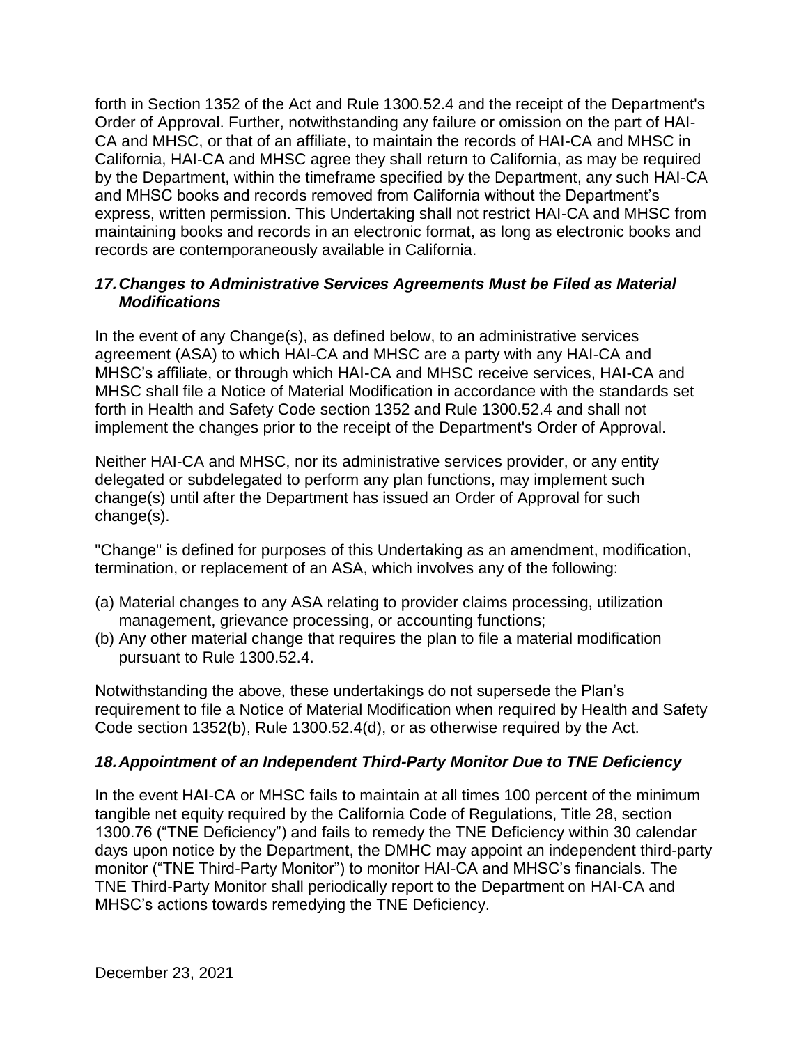forth in Section 1352 of the Act and Rule 1300.52.4 and the receipt of the Department's Order of Approval. Further, notwithstanding any failure or omission on the part of HAI-CA and MHSC, or that of an affiliate, to maintain the records of HAI-CA and MHSC in California, HAI-CA and MHSC agree they shall return to California, as may be required by the Department, within the timeframe specified by the Department, any such HAI-CA and MHSC books and records removed from California without the Department's express, written permission. This Undertaking shall not restrict HAI-CA and MHSC from maintaining books and records in an electronic format, as long as electronic books and records are contemporaneously available in California.

### *17. Changes to Administrative Services Agreements Must be Filed as Material Modifications*

In the event of any Change(s), as defined below, to an administrative services agreement (ASA) to which HAI-CA and MHSC are a party with any HAI-CA and MHSC's affiliate, or through which HAI-CA and MHSC receive services, HAI-CA and MHSC shall file a Notice of Material Modification in accordance with the standards set forth in Health and Safety Code section 1352 and Rule 1300.52.4 and shall not implement the changes prior to the receipt of the Department's Order of Approval.

Neither HAI-CA and MHSC, nor its administrative services provider, or any entity delegated or subdelegated to perform any plan functions, may implement such change(s) until after the Department has issued an Order of Approval for such change(s).

"Change" is defined for purposes of this Undertaking as an amendment, modification, termination, or replacement of an ASA, which involves any of the following:

(a) Material changes to any ASA relating to provider claims processing, utilization management, grievance processing, or accounting functions;
(b) Any other material change that requires the plan to file a material modification pursuant to Rule 1300.52.4.

Notwithstanding the above, these undertakings do not supersede the Plan's requirement to file a Notice of Material Modification when required by Health and Safety Code section 1352(b), Rule 1300.52.4(d), or as otherwise required by the Act.

### *18. Appointment of an Independent Third-Party Monitor Due to TNE Deficiency*

In the event HAI-CA or MHSC fails to maintain at all times 100 percent of the minimum tangible net equity required by the California Code of Regulations, Title 28, section 1300.76 ("TNE Deficiency") and fails to remedy the TNE Deficiency within 30 calendar days upon notice by the Department, the DMHC may appoint an independent third-party monitor ("TNE Third-Party Monitor") to monitor HAI-CA and MHSC's financials. The TNE Third-Party Monitor shall periodically report to the Department on HAI-CA and MHSC's actions towards remedying the TNE Deficiency.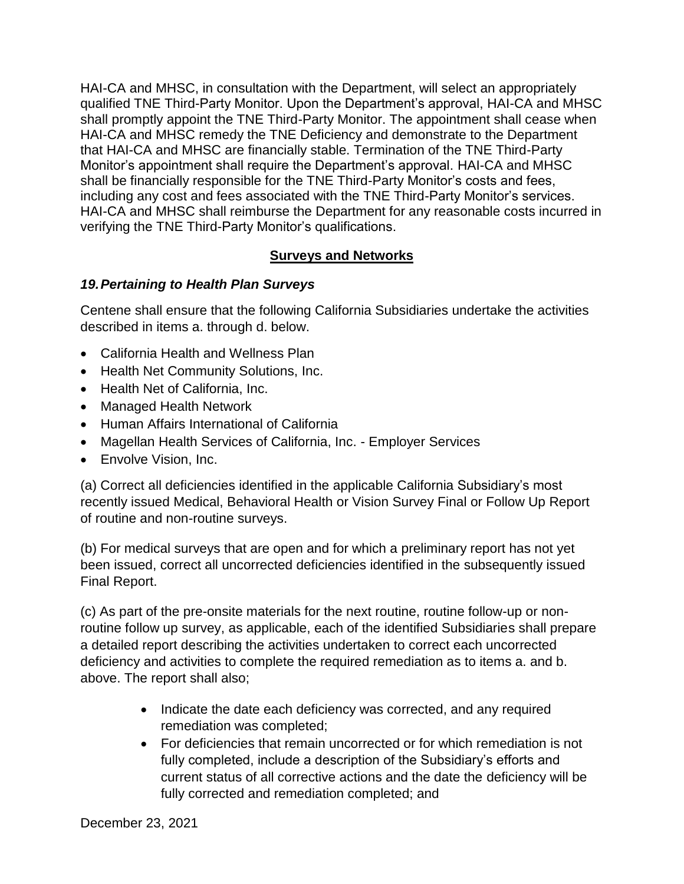HAI-CA and MHSC, in consultation with the Department, will select an appropriately qualified TNE Third-Party Monitor. Upon the Department's approval, HAI-CA and MHSC shall promptly appoint the TNE Third-Party Monitor. The appointment shall cease when HAI-CA and MHSC remedy the TNE Deficiency and demonstrate to the Department that HAI-CA and MHSC are financially stable. Termination of the TNE Third-Party Monitor's appointment shall require the Department's approval. HAI-CA and MHSC shall be financially responsible for the TNE Third-Party Monitor's costs and fees, including any cost and fees associated with the TNE Third-Party Monitor's services. HAI-CA and MHSC shall reimburse the Department for any reasonable costs incurred in verifying the TNE Third-Party Monitor's qualifications.

## Surveys and Networks

### *19. Pertaining to Health Plan Surveys*

Centene shall ensure that the following California Subsidiaries undertake the activities described in items a. through d. below.

- California Health and Wellness Plan
- Health Net Community Solutions, Inc.
- Health Net of California, Inc.
- Managed Health Network
- Human Affairs International of California
- Magellan Health Services of California, Inc. - Employer Services
- Envolve Vision, Inc.

(a) Correct all deficiencies identified in the applicable California Subsidiary's most recently issued Medical, Behavioral Health or Vision Survey Final or Follow Up Report of routine and non-routine surveys.

(b) For medical surveys that are open and for which a preliminary report has not yet been issued, correct all uncorrected deficiencies identified in the subsequently issued Final Report.

(c) As part of the pre-onsite materials for the next routine, routine follow-up or non-routine follow up survey, as applicable, each of the identified Subsidiaries shall prepare a detailed report describing the activities undertaken to correct each uncorrected deficiency and activities to complete the required remediation as to items a. and b. above. The report shall also;

- Indicate the date each deficiency was corrected, and any required remediation was completed;
- For deficiencies that remain uncorrected or for which remediation is not fully completed, include a description of the Subsidiary's efforts and current status of all corrective actions and the date the deficiency will be fully corrected and remediation completed; and

December 23, 2021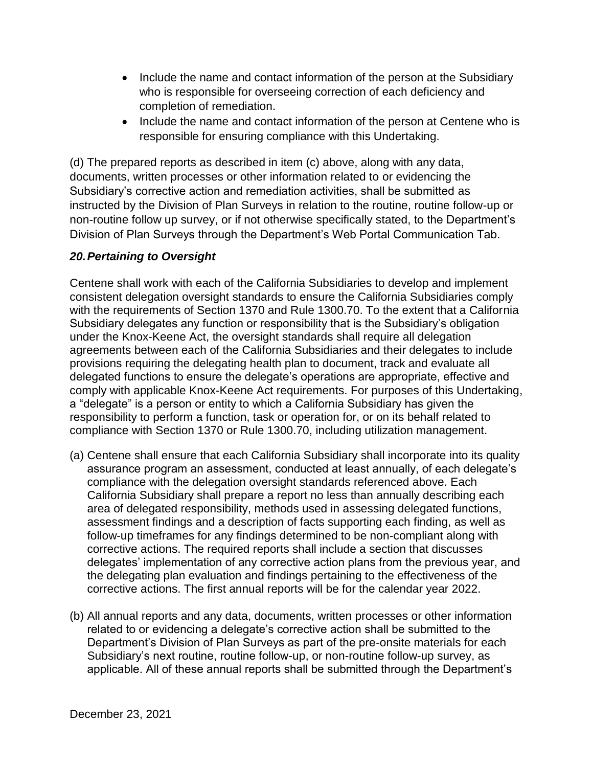- Include the name and contact information of the person at the Subsidiary who is responsible for overseeing correction of each deficiency and completion of remediation.
- Include the name and contact information of the person at Centene who is responsible for ensuring compliance with this Undertaking.

(d) The prepared reports as described in item (c) above, along with any data, documents, written processes or other information related to or evidencing the Subsidiary's corrective action and remediation activities, shall be submitted as instructed by the Division of Plan Surveys in relation to the routine, routine follow-up or non-routine follow up survey, or if not otherwise specifically stated, to the Department's Division of Plan Surveys through the Department's Web Portal Communication Tab.

### *20. Pertaining to Oversight*

Centene shall work with each of the California Subsidiaries to develop and implement consistent delegation oversight standards to ensure the California Subsidiaries comply with the requirements of Section 1370 and Rule 1300.70. To the extent that a California Subsidiary delegates any function or responsibility that is the Subsidiary's obligation under the Knox-Keene Act, the oversight standards shall require all delegation agreements between each of the California Subsidiaries and their delegates to include provisions requiring the delegating health plan to document, track and evaluate all delegated functions to ensure the delegate's operations are appropriate, effective and comply with applicable Knox-Keene Act requirements. For purposes of this Undertaking, a "delegate" is a person or entity to which a California Subsidiary has given the responsibility to perform a function, task or operation for, or on its behalf related to compliance with Section 1370 or Rule 1300.70, including utilization management.

(a) Centene shall ensure that each California Subsidiary shall incorporate into its quality assurance program an assessment, conducted at least annually, of each delegate's compliance with the delegation oversight standards referenced above. Each California Subsidiary shall prepare a report no less than annually describing each area of delegated responsibility, methods used in assessing delegated functions, assessment findings and a description of facts supporting each finding, as well as follow-up timeframes for any findings determined to be non-compliant along with corrective actions. The required reports shall include a section that discusses delegates' implementation of any corrective action plans from the previous year, and the delegating plan evaluation and findings pertaining to the effectiveness of the corrective actions. The first annual reports will be for the calendar year 2022.

(b) All annual reports and any data, documents, written processes or other information related to or evidencing a delegate's corrective action shall be submitted to the Department's Division of Plan Surveys as part of the pre-onsite materials for each Subsidiary's next routine, routine follow-up, or non-routine follow-up survey, as applicable. All of these annual reports shall be submitted through the Department's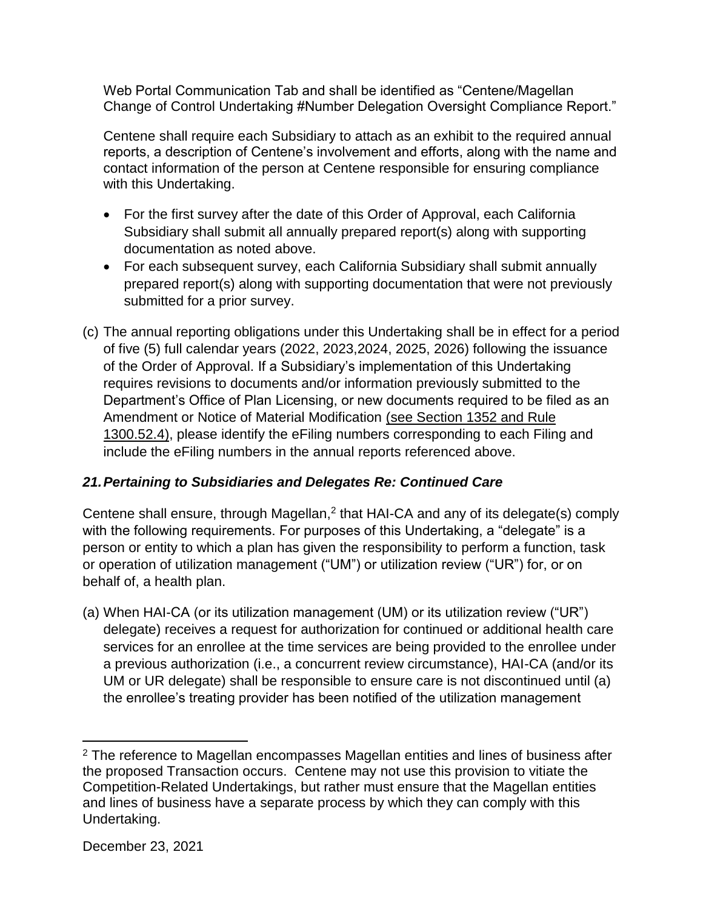Web Portal Communication Tab and shall be identified as "Centene/Magellan Change of Control Undertaking #Number Delegation Oversight Compliance Report."

Centene shall require each Subsidiary to attach as an exhibit to the required annual reports, a description of Centene's involvement and efforts, along with the name and contact information of the person at Centene responsible for ensuring compliance with this Undertaking.

- For the first survey after the date of this Order of Approval, each California Subsidiary shall submit all annually prepared report(s) along with supporting documentation as noted above.
- For each subsequent survey, each California Subsidiary shall submit annually prepared report(s) along with supporting documentation that were not previously submitted for a prior survey.

(c) The annual reporting obligations under this Undertaking shall be in effect for a period of five (5) full calendar years (2022, 2023,2024, 2025, 2026) following the issuance of the Order of Approval. If a Subsidiary's implementation of this Undertaking requires revisions to documents and/or information previously submitted to the Department's Office of Plan Licensing, or new documents required to be filed as an Amendment or Notice of Material Modification (see Section 1352 and Rule 1300.52.4), please identify the eFiling numbers corresponding to each Filing and include the eFiling numbers in the annual reports referenced above.

### ***21. Pertaining to Subsidiaries and Delegates Re: Continued Care***

Centene shall ensure, through Magellan,[2] that HAI-CA and any of its delegate(s) comply with the following requirements. For purposes of this Undertaking, a "delegate" is a person or entity to which a plan has given the responsibility to perform a function, task or operation of utilization management ("UM") or utilization review ("UR") for, or on behalf of, a health plan.

(a) When HAI-CA (or its utilization management (UM) or its utilization review ("UR") delegate) receives a request for authorization for continued or additional health care services for an enrollee at the time services are being provided to the enrollee under a previous authorization (i.e., a concurrent review circumstance), HAI-CA (and/or its UM or UR delegate) shall be responsible to ensure care is not discontinued until (a) the enrollee's treating provider has been notified of the utilization management

[2] The reference to Magellan encompasses Magellan entities and lines of business after the proposed Transaction occurs. Centene may not use this provision to vitiate the Competition-Related Undertakings, but rather must ensure that the Magellan entities and lines of business have a separate process by which they can comply with this Undertaking.

December 23, 2021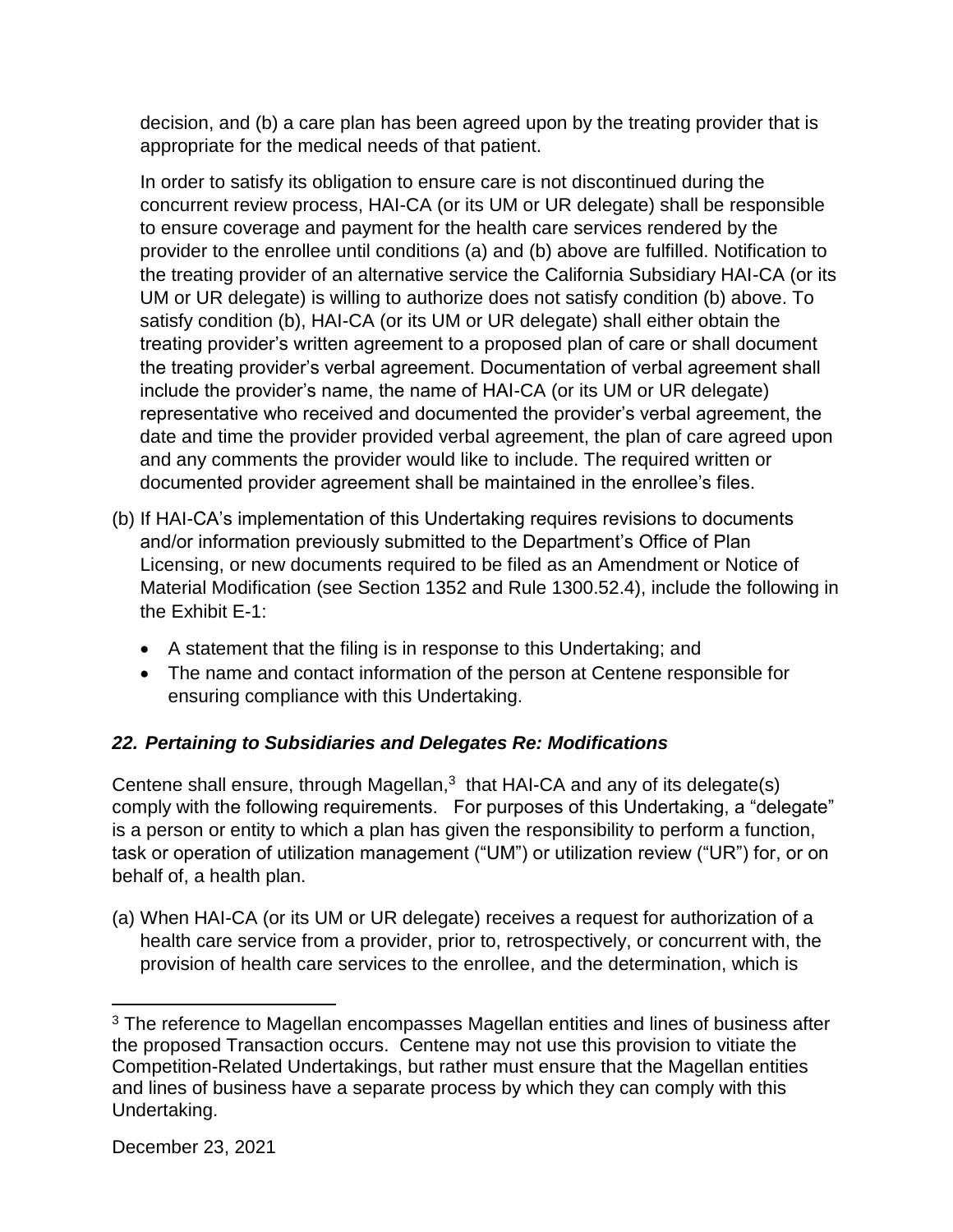decision, and (b) a care plan has been agreed upon by the treating provider that is appropriate for the medical needs of that patient.

In order to satisfy its obligation to ensure care is not discontinued during the concurrent review process, HAI-CA (or its UM or UR delegate) shall be responsible to ensure coverage and payment for the health care services rendered by the provider to the enrollee until conditions (a) and (b) above are fulfilled. Notification to the treating provider of an alternative service the California Subsidiary HAI-CA (or its UM or UR delegate) is willing to authorize does not satisfy condition (b) above. To satisfy condition (b), HAI-CA (or its UM or UR delegate) shall either obtain the treating provider's written agreement to a proposed plan of care or shall document the treating provider's verbal agreement. Documentation of verbal agreement shall include the provider's name, the name of HAI-CA (or its UM or UR delegate) representative who received and documented the provider's verbal agreement, the date and time the provider provided verbal agreement, the plan of care agreed upon and any comments the provider would like to include. The required written or documented provider agreement shall be maintained in the enrollee's files.

(b) If HAI-CA's implementation of this Undertaking requires revisions to documents and/or information previously submitted to the Department's Office of Plan Licensing, or new documents required to be filed as an Amendment or Notice of Material Modification (see Section 1352 and Rule 1300.52.4), include the following in the Exhibit E-1:

- A statement that the filing is in response to this Undertaking; and
- The name and contact information of the person at Centene responsible for ensuring compliance with this Undertaking.

### *22. Pertaining to Subsidiaries and Delegates Re: Modifications*

Centene shall ensure, through Magellan,[3] that HAI-CA and any of its delegate(s) comply with the following requirements. For purposes of this Undertaking, a "delegate" is a person or entity to which a plan has given the responsibility to perform a function, task or operation of utilization management ("UM") or utilization review ("UR") for, or on behalf of, a health plan.

(a) When HAI-CA (or its UM or UR delegate) receives a request for authorization of a health care service from a provider, prior to, retrospectively, or concurrent with, the provision of health care services to the enrollee, and the determination, which is

[3] The reference to Magellan encompasses Magellan entities and lines of business after the proposed Transaction occurs. Centene may not use this provision to vitiate the Competition-Related Undertakings, but rather must ensure that the Magellan entities and lines of business have a separate process by which they can comply with this Undertaking.

December 23, 2021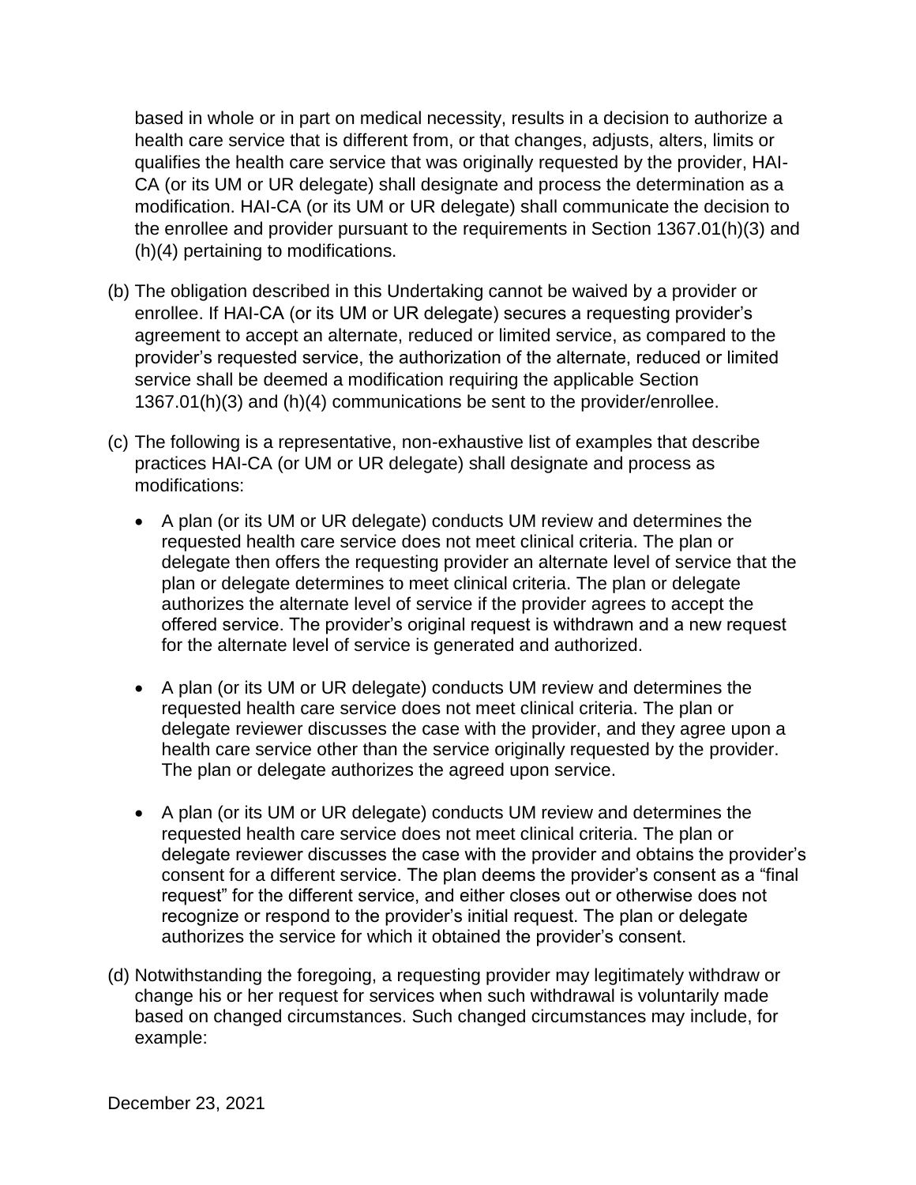based in whole or in part on medical necessity, results in a decision to authorize a health care service that is different from, or that changes, adjusts, alters, limits or qualifies the health care service that was originally requested by the provider, HAI-CA (or its UM or UR delegate) shall designate and process the determination as a modification. HAI-CA (or its UM or UR delegate) shall communicate the decision to the enrollee and provider pursuant to the requirements in Section 1367.01(h)(3) and (h)(4) pertaining to modifications.

(b) The obligation described in this Undertaking cannot be waived by a provider or enrollee. If HAI-CA (or its UM or UR delegate) secures a requesting provider's agreement to accept an alternate, reduced or limited service, as compared to the provider's requested service, the authorization of the alternate, reduced or limited service shall be deemed a modification requiring the applicable Section 1367.01(h)(3) and (h)(4) communications be sent to the provider/enrollee.

(c) The following is a representative, non-exhaustive list of examples that describe practices HAI-CA (or UM or UR delegate) shall designate and process as modifications:

- A plan (or its UM or UR delegate) conducts UM review and determines the requested health care service does not meet clinical criteria. The plan or delegate then offers the requesting provider an alternate level of service that the plan or delegate determines to meet clinical criteria. The plan or delegate authorizes the alternate level of service if the provider agrees to accept the offered service. The provider's original request is withdrawn and a new request for the alternate level of service is generated and authorized.

- A plan (or its UM or UR delegate) conducts UM review and determines the requested health care service does not meet clinical criteria. The plan or delegate reviewer discusses the case with the provider, and they agree upon a health care service other than the service originally requested by the provider. The plan or delegate authorizes the agreed upon service.

- A plan (or its UM or UR delegate) conducts UM review and determines the requested health care service does not meet clinical criteria. The plan or delegate reviewer discusses the case with the provider and obtains the provider's consent for a different service. The plan deems the provider's consent as a "final request" for the different service, and either closes out or otherwise does not recognize or respond to the provider's initial request. The plan or delegate authorizes the service for which it obtained the provider's consent.

(d) Notwithstanding the foregoing, a requesting provider may legitimately withdraw or change his or her request for services when such withdrawal is voluntarily made based on changed circumstances. Such changed circumstances may include, for example:

December 23, 2021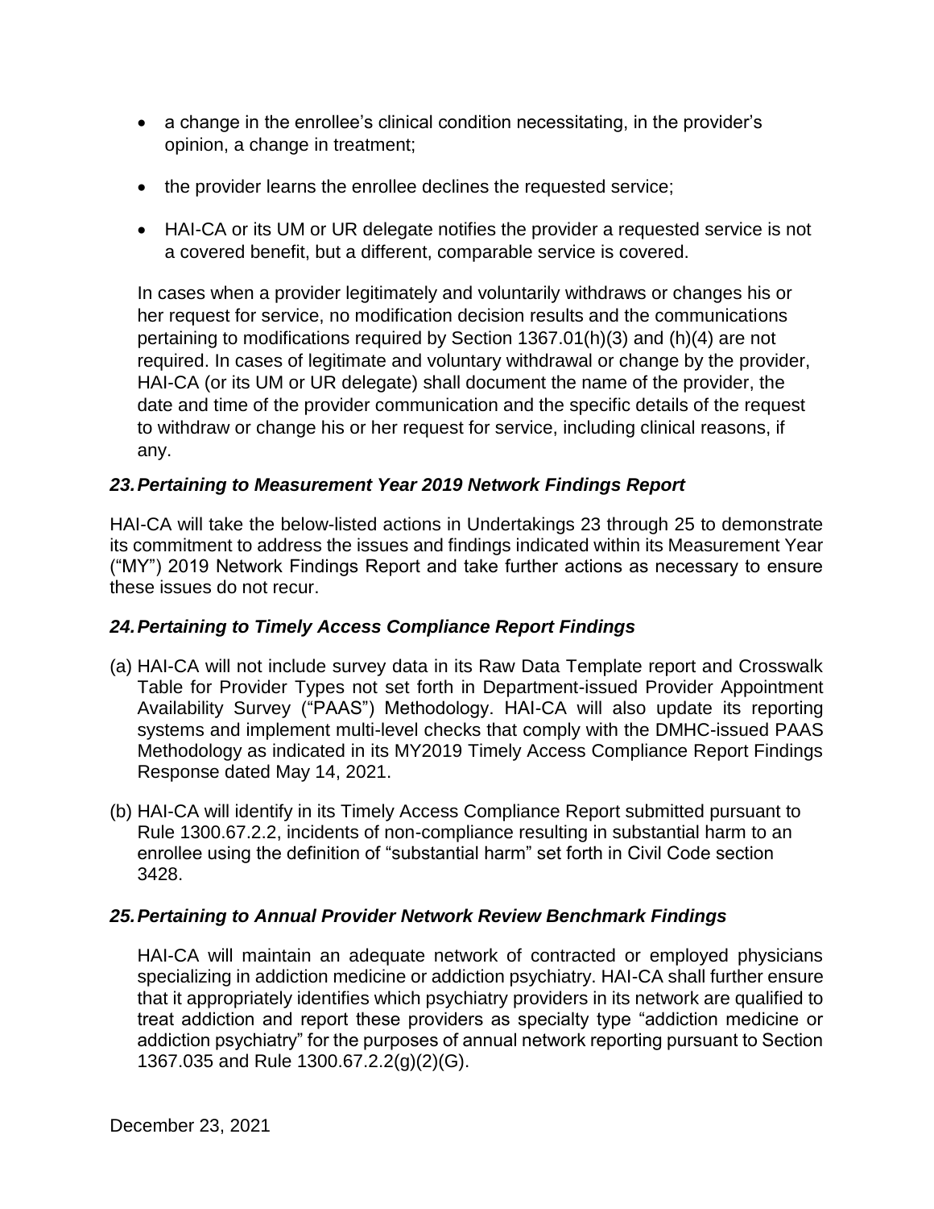- a change in the enrollee's clinical condition necessitating, in the provider's opinion, a change in treatment;
- the provider learns the enrollee declines the requested service;
- HAI-CA or its UM or UR delegate notifies the provider a requested service is not a covered benefit, but a different, comparable service is covered.

In cases when a provider legitimately and voluntarily withdraws or changes his or her request for service, no modification decision results and the communications pertaining to modifications required by Section 1367.01(h)(3) and (h)(4) are not required. In cases of legitimate and voluntary withdrawal or change by the provider, HAI-CA (or its UM or UR delegate) shall document the name of the provider, the date and time of the provider communication and the specific details of the request to withdraw or change his or her request for service, including clinical reasons, if any.

### *23. Pertaining to Measurement Year 2019 Network Findings Report*

HAI-CA will take the below-listed actions in Undertakings 23 through 25 to demonstrate its commitment to address the issues and findings indicated within its Measurement Year ("MY") 2019 Network Findings Report and take further actions as necessary to ensure these issues do not recur.

### *24. Pertaining to Timely Access Compliance Report Findings*

(a) HAI-CA will not include survey data in its Raw Data Template report and Crosswalk Table for Provider Types not set forth in Department-issued Provider Appointment Availability Survey ("PAAS") Methodology. HAI-CA will also update its reporting systems and implement multi-level checks that comply with the DMHC-issued PAAS Methodology as indicated in its MY2019 Timely Access Compliance Report Findings Response dated May 14, 2021.

(b) HAI-CA will identify in its Timely Access Compliance Report submitted pursuant to Rule 1300.67.2.2, incidents of non-compliance resulting in substantial harm to an enrollee using the definition of "substantial harm" set forth in Civil Code section 3428.

### *25. Pertaining to Annual Provider Network Review Benchmark Findings*

HAI-CA will maintain an adequate network of contracted or employed physicians specializing in addiction medicine or addiction psychiatry. HAI-CA shall further ensure that it appropriately identifies which psychiatry providers in its network are qualified to treat addiction and report these providers as specialty type "addiction medicine or addiction psychiatry" for the purposes of annual network reporting pursuant to Section 1367.035 and Rule 1300.67.2.2(g)(2)(G).

December 23, 2021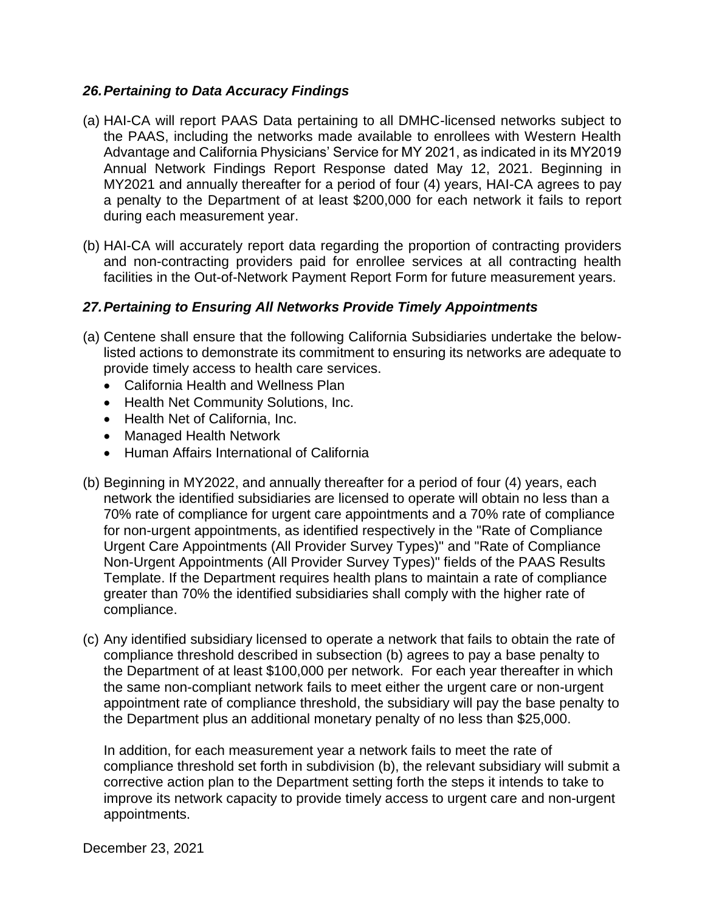### *26. Pertaining to Data Accuracy Findings*

(a) HAI-CA will report PAAS Data pertaining to all DMHC-licensed networks subject to the PAAS, including the networks made available to enrollees with Western Health Advantage and California Physicians' Service for MY 2021, as indicated in its MY2019 Annual Network Findings Report Response dated May 12, 2021. Beginning in MY2021 and annually thereafter for a period of four (4) years, HAI-CA agrees to pay a penalty to the Department of at least $200,000 for each network it fails to report during each measurement year.

(b) HAI-CA will accurately report data regarding the proportion of contracting providers and non-contracting providers paid for enrollee services at all contracting health facilities in the Out-of-Network Payment Report Form for future measurement years.

### *27. Pertaining to Ensuring All Networks Provide Timely Appointments*

(a) Centene shall ensure that the following California Subsidiaries undertake the below-listed actions to demonstrate its commitment to ensuring its networks are adequate to provide timely access to health care services.
- California Health and Wellness Plan
- Health Net Community Solutions, Inc.
- Health Net of California, Inc.
- Managed Health Network
- Human Affairs International of California

(b) Beginning in MY2022, and annually thereafter for a period of four (4) years, each network the identified subsidiaries are licensed to operate will obtain no less than a 70% rate of compliance for urgent care appointments and a 70% rate of compliance for non-urgent appointments, as identified respectively in the "Rate of Compliance Urgent Care Appointments (All Provider Survey Types)" and "Rate of Compliance Non-Urgent Appointments (All Provider Survey Types)" fields of the PAAS Results Template. If the Department requires health plans to maintain a rate of compliance greater than 70% the identified subsidiaries shall comply with the higher rate of compliance.

(c) Any identified subsidiary licensed to operate a network that fails to obtain the rate of compliance threshold described in subsection (b) agrees to pay a base penalty to the Department of at least $100,000 per network. For each year thereafter in which the same non-compliant network fails to meet either the urgent care or non-urgent appointment rate of compliance threshold, the subsidiary will pay the base penalty to the Department plus an additional monetary penalty of no less than $25,000.

In addition, for each measurement year a network fails to meet the rate of compliance threshold set forth in subdivision (b), the relevant subsidiary will submit a corrective action plan to the Department setting forth the steps it intends to take to improve its network capacity to provide timely access to urgent care and non-urgent appointments.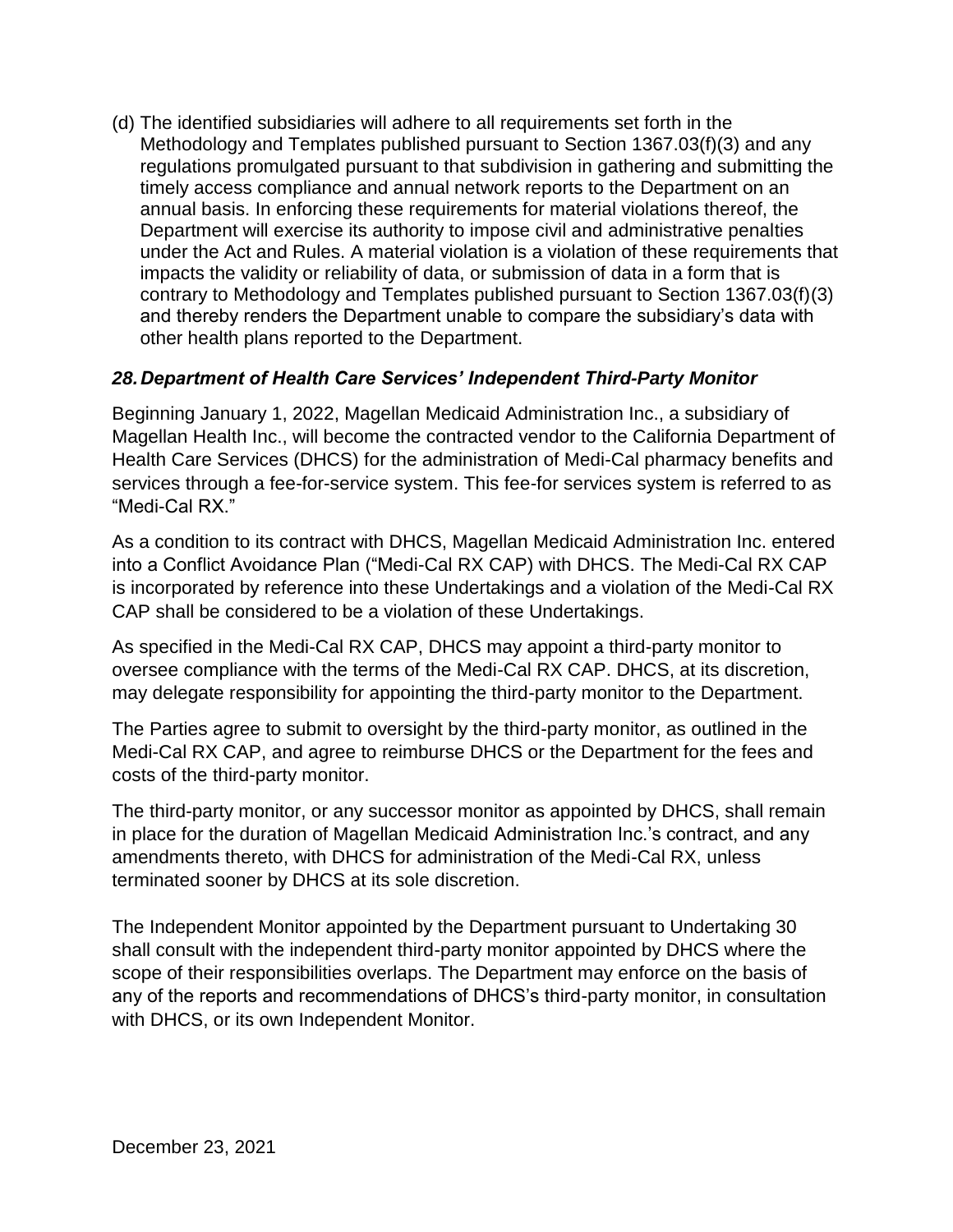(d) The identified subsidiaries will adhere to all requirements set forth in the Methodology and Templates published pursuant to Section 1367.03(f)(3) and any regulations promulgated pursuant to that subdivision in gathering and submitting the timely access compliance and annual network reports to the Department on an annual basis. In enforcing these requirements for material violations thereof, the Department will exercise its authority to impose civil and administrative penalties under the Act and Rules. A material violation is a violation of these requirements that impacts the validity or reliability of data, or submission of data in a form that is contrary to Methodology and Templates published pursuant to Section 1367.03(f)(3) and thereby renders the Department unable to compare the subsidiary's data with other health plans reported to the Department.

### *28. Department of Health Care Services' Independent Third-Party Monitor*

Beginning January 1, 2022, Magellan Medicaid Administration Inc., a subsidiary of Magellan Health Inc., will become the contracted vendor to the California Department of Health Care Services (DHCS) for the administration of Medi-Cal pharmacy benefits and services through a fee-for-service system. This fee-for services system is referred to as "Medi-Cal RX."

As a condition to its contract with DHCS, Magellan Medicaid Administration Inc. entered into a Conflict Avoidance Plan ("Medi-Cal RX CAP) with DHCS. The Medi-Cal RX CAP is incorporated by reference into these Undertakings and a violation of the Medi-Cal RX CAP shall be considered to be a violation of these Undertakings.

As specified in the Medi-Cal RX CAP, DHCS may appoint a third-party monitor to oversee compliance with the terms of the Medi-Cal RX CAP. DHCS, at its discretion, may delegate responsibility for appointing the third-party monitor to the Department.

The Parties agree to submit to oversight by the third-party monitor, as outlined in the Medi-Cal RX CAP, and agree to reimburse DHCS or the Department for the fees and costs of the third-party monitor.

The third-party monitor, or any successor monitor as appointed by DHCS, shall remain in place for the duration of Magellan Medicaid Administration Inc.'s contract, and any amendments thereto, with DHCS for administration of the Medi-Cal RX, unless terminated sooner by DHCS at its sole discretion.

The Independent Monitor appointed by the Department pursuant to Undertaking 30 shall consult with the independent third-party monitor appointed by DHCS where the scope of their responsibilities overlaps. The Department may enforce on the basis of any of the reports and recommendations of DHCS's third-party monitor, in consultation with DHCS, or its own Independent Monitor.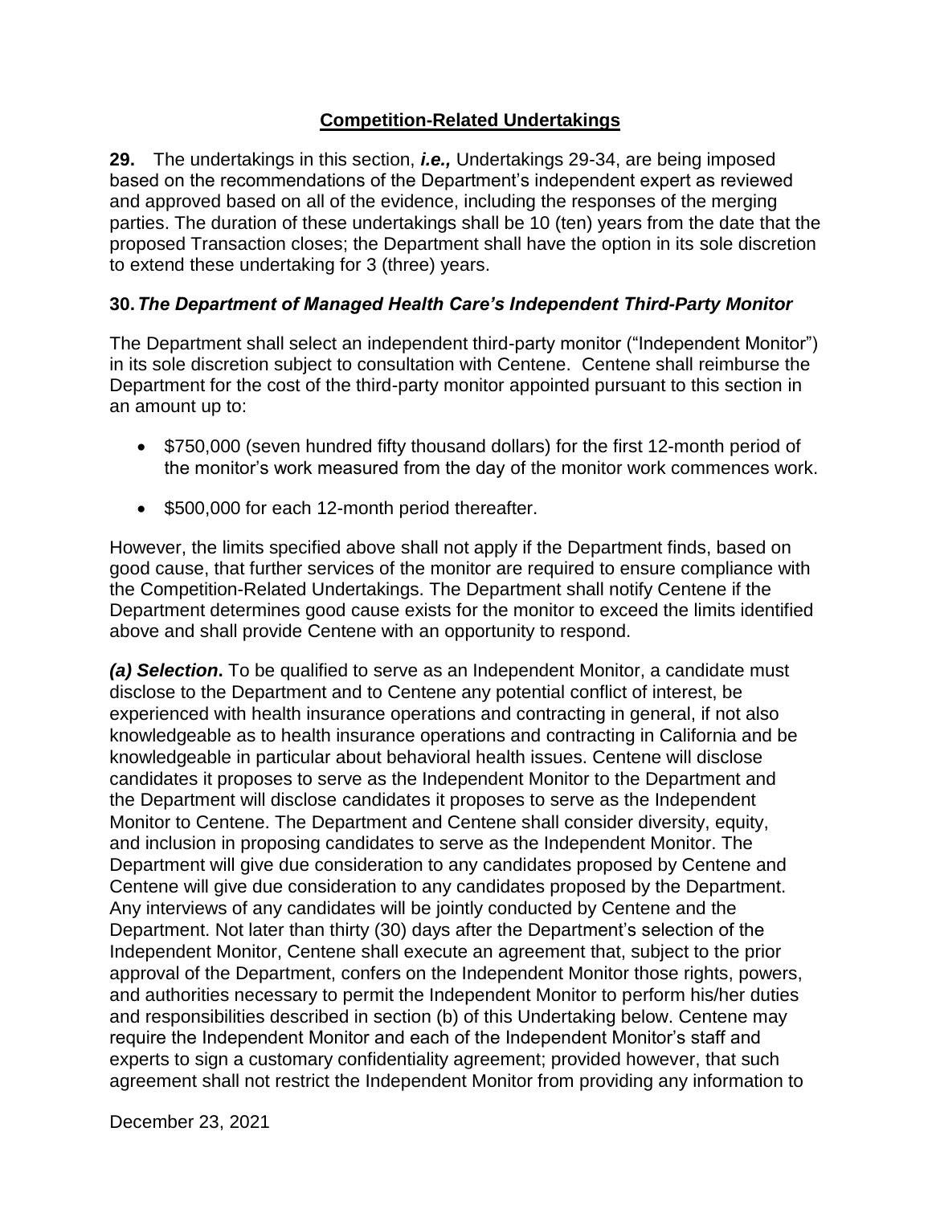## Competition-Related Undertakings

**29.** The undertakings in this section, ***i.e.,*** Undertakings 29-34, are being imposed based on the recommendations of the Department's independent expert as reviewed and approved based on all of the evidence, including the responses of the merging parties. The duration of these undertakings shall be 10 (ten) years from the date that the proposed Transaction closes; the Department shall have the option in its sole discretion to extend these undertaking for 3 (three) years.

### 30. *The Department of Managed Health Care's Independent Third-Party Monitor*

The Department shall select an independent third-party monitor ("Independent Monitor") in its sole discretion subject to consultation with Centene. Centene shall reimburse the Department for the cost of the third-party monitor appointed pursuant to this section in an amount up to:

- $750,000 (seven hundred fifty thousand dollars) for the first 12-month period of the monitor's work measured from the day of the monitor work commences work.
- $500,000 for each 12-month period thereafter.

However, the limits specified above shall not apply if the Department finds, based on good cause, that further services of the monitor are required to ensure compliance with the Competition-Related Undertakings. The Department shall notify Centene if the Department determines good cause exists for the monitor to exceed the limits identified above and shall provide Centene with an opportunity to respond.

***(a) Selection*.** To be qualified to serve as an Independent Monitor, a candidate must disclose to the Department and to Centene any potential conflict of interest, be experienced with health insurance operations and contracting in general, if not also knowledgeable as to health insurance operations and contracting in California and be knowledgeable in particular about behavioral health issues. Centene will disclose candidates it proposes to serve as the Independent Monitor to the Department and the Department will disclose candidates it proposes to serve as the Independent Monitor to Centene. The Department and Centene shall consider diversity, equity, and inclusion in proposing candidates to serve as the Independent Monitor. The Department will give due consideration to any candidates proposed by Centene and Centene will give due consideration to any candidates proposed by the Department. Any interviews of any candidates will be jointly conducted by Centene and the Department. Not later than thirty (30) days after the Department's selection of the Independent Monitor, Centene shall execute an agreement that, subject to the prior approval of the Department, confers on the Independent Monitor those rights, powers, and authorities necessary to permit the Independent Monitor to perform his/her duties and responsibilities described in section (b) of this Undertaking below. Centene may require the Independent Monitor and each of the Independent Monitor's staff and experts to sign a customary confidentiality agreement; provided however, that such agreement shall not restrict the Independent Monitor from providing any information to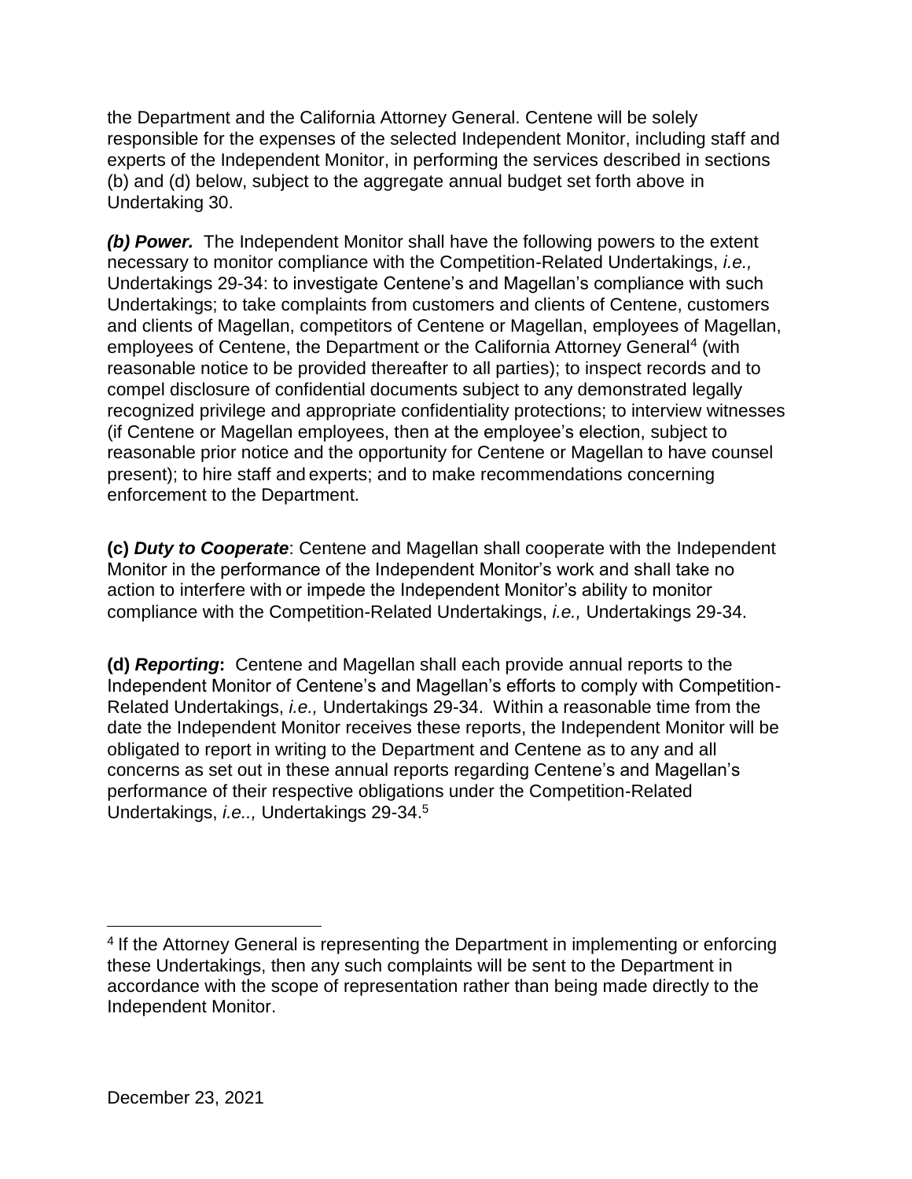the Department and the California Attorney General. Centene will be solely responsible for the expenses of the selected Independent Monitor, including staff and experts of the Independent Monitor, in performing the services described in sections (b) and (d) below, subject to the aggregate annual budget set forth above in Undertaking 30.

***(b) Power.*** The Independent Monitor shall have the following powers to the extent necessary to monitor compliance with the Competition-Related Undertakings, *i.e.,* Undertakings 29-34: to investigate Centene's and Magellan's compliance with such Undertakings; to take complaints from customers and clients of Centene, customers and clients of Magellan, competitors of Centene or Magellan, employees of Magellan, employees of Centene, the Department or the California Attorney General[4] (with reasonable notice to be provided thereafter to all parties); to inspect records and to compel disclosure of confidential documents subject to any demonstrated legally recognized privilege and appropriate confidentiality protections; to interview witnesses (if Centene or Magellan employees, then at the employee's election, subject to reasonable prior notice and the opportunity for Centene or Magellan to have counsel present); to hire staff and experts; and to make recommendations concerning enforcement to the Department.

**(c)** ***Duty to Cooperate***: Centene and Magellan shall cooperate with the Independent Monitor in the performance of the Independent Monitor's work and shall take no action to interfere with or impede the Independent Monitor's ability to monitor compliance with the Competition-Related Undertakings, *i.e.,* Undertakings 29-34.

**(d)** ***Reporting*****:** Centene and Magellan shall each provide annual reports to the Independent Monitor of Centene's and Magellan's efforts to comply with Competition-Related Undertakings, *i.e.,* Undertakings 29-34. Within a reasonable time from the date the Independent Monitor receives these reports, the Independent Monitor will be obligated to report in writing to the Department and Centene as to any and all concerns as set out in these annual reports regarding Centene's and Magellan's performance of their respective obligations under the Competition-Related Undertakings, *i.e..,* Undertakings 29-34.[5]

---

[4] If the Attorney General is representing the Department in implementing or enforcing these Undertakings, then any such complaints will be sent to the Department in accordance with the scope of representation rather than being made directly to the Independent Monitor.

December 23, 2021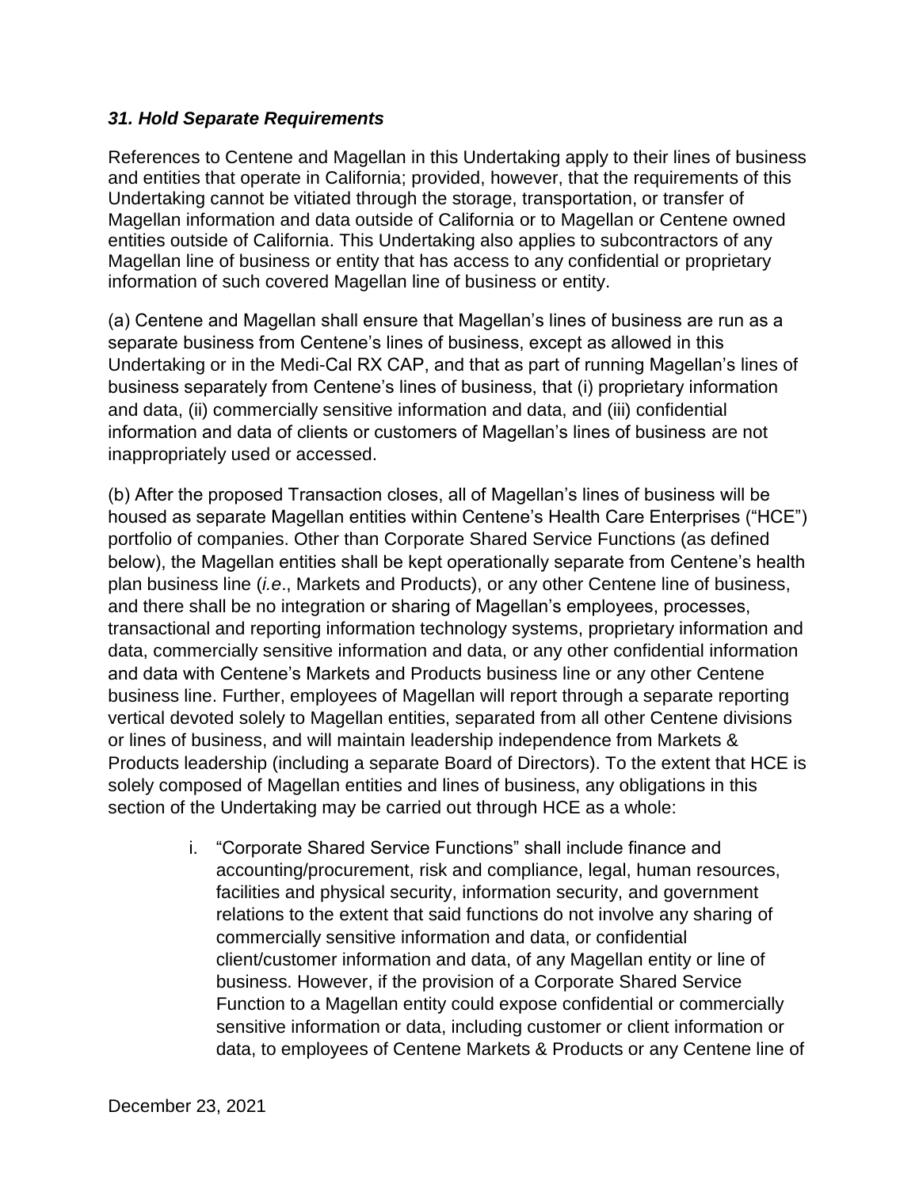### *31. Hold Separate Requirements*

References to Centene and Magellan in this Undertaking apply to their lines of business and entities that operate in California; provided, however, that the requirements of this Undertaking cannot be vitiated through the storage, transportation, or transfer of Magellan information and data outside of California or to Magellan or Centene owned entities outside of California. This Undertaking also applies to subcontractors of any Magellan line of business or entity that has access to any confidential or proprietary information of such covered Magellan line of business or entity.

(a) Centene and Magellan shall ensure that Magellan's lines of business are run as a separate business from Centene's lines of business, except as allowed in this Undertaking or in the Medi-Cal RX CAP, and that as part of running Magellan's lines of business separately from Centene's lines of business, that (i) proprietary information and data, (ii) commercially sensitive information and data, and (iii) confidential information and data of clients or customers of Magellan's lines of business are not inappropriately used or accessed.

(b) After the proposed Transaction closes, all of Magellan's lines of business will be housed as separate Magellan entities within Centene's Health Care Enterprises ("HCE") portfolio of companies. Other than Corporate Shared Service Functions (as defined below), the Magellan entities shall be kept operationally separate from Centene's health plan business line (*i.e*., Markets and Products), or any other Centene line of business, and there shall be no integration or sharing of Magellan's employees, processes, transactional and reporting information technology systems, proprietary information and data, commercially sensitive information and data, or any other confidential information and data with Centene's Markets and Products business line or any other Centene business line. Further, employees of Magellan will report through a separate reporting vertical devoted solely to Magellan entities, separated from all other Centene divisions or lines of business, and will maintain leadership independence from Markets & Products leadership (including a separate Board of Directors). To the extent that HCE is solely composed of Magellan entities and lines of business, any obligations in this section of the Undertaking may be carried out through HCE as a whole:

i. "Corporate Shared Service Functions" shall include finance and accounting/procurement, risk and compliance, legal, human resources, facilities and physical security, information security, and government relations to the extent that said functions do not involve any sharing of commercially sensitive information and data, or confidential client/customer information and data, of any Magellan entity or line of business. However, if the provision of a Corporate Shared Service Function to a Magellan entity could expose confidential or commercially sensitive information or data, including customer or client information or data, to employees of Centene Markets & Products or any Centene line of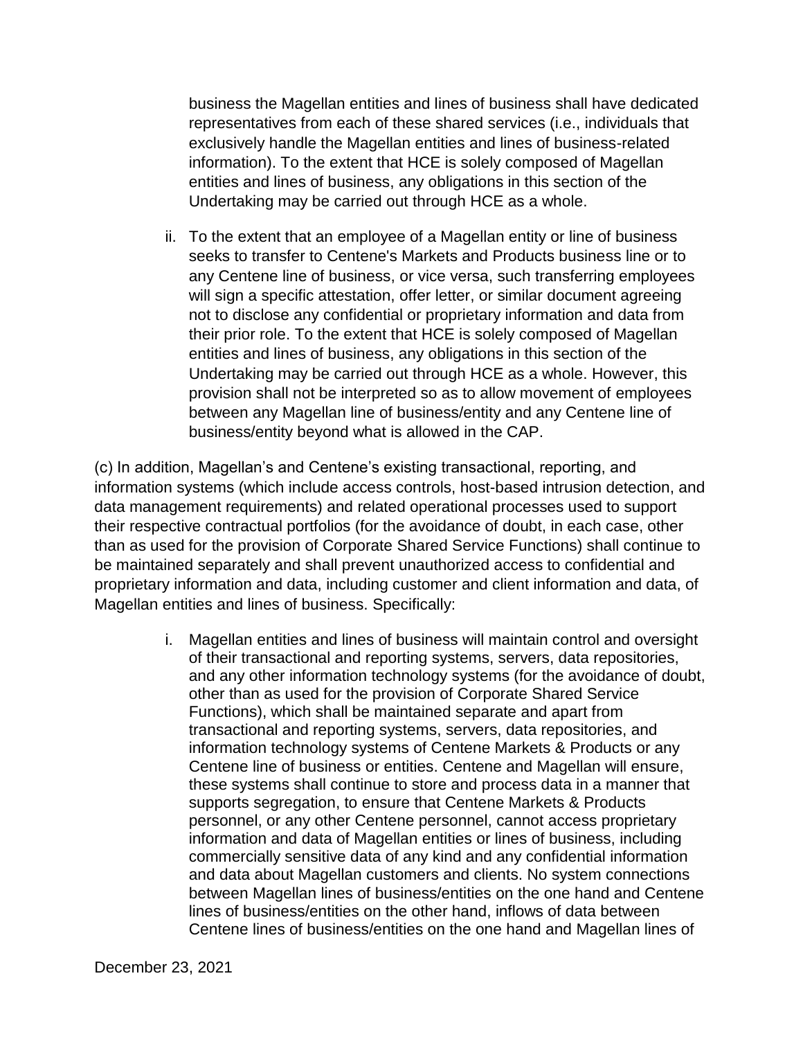business the Magellan entities and lines of business shall have dedicated representatives from each of these shared services (i.e., individuals that exclusively handle the Magellan entities and lines of business-related information). To the extent that HCE is solely composed of Magellan entities and lines of business, any obligations in this section of the Undertaking may be carried out through HCE as a whole.

ii. To the extent that an employee of a Magellan entity or line of business seeks to transfer to Centene's Markets and Products business line or to any Centene line of business, or vice versa, such transferring employees will sign a specific attestation, offer letter, or similar document agreeing not to disclose any confidential or proprietary information and data from their prior role. To the extent that HCE is solely composed of Magellan entities and lines of business, any obligations in this section of the Undertaking may be carried out through HCE as a whole. However, this provision shall not be interpreted so as to allow movement of employees between any Magellan line of business/entity and any Centene line of business/entity beyond what is allowed in the CAP.

(c) In addition, Magellan's and Centene's existing transactional, reporting, and information systems (which include access controls, host-based intrusion detection, and data management requirements) and related operational processes used to support their respective contractual portfolios (for the avoidance of doubt, in each case, other than as used for the provision of Corporate Shared Service Functions) shall continue to be maintained separately and shall prevent unauthorized access to confidential and proprietary information and data, including customer and client information and data, of Magellan entities and lines of business. Specifically:

i. Magellan entities and lines of business will maintain control and oversight of their transactional and reporting systems, servers, data repositories, and any other information technology systems (for the avoidance of doubt, other than as used for the provision of Corporate Shared Service Functions), which shall be maintained separate and apart from transactional and reporting systems, servers, data repositories, and information technology systems of Centene Markets & Products or any Centene line of business or entities. Centene and Magellan will ensure, these systems shall continue to store and process data in a manner that supports segregation, to ensure that Centene Markets & Products personnel, or any other Centene personnel, cannot access proprietary information and data of Magellan entities or lines of business, including commercially sensitive data of any kind and any confidential information and data about Magellan customers and clients. No system connections between Magellan lines of business/entities on the one hand and Centene lines of business/entities on the other hand, inflows of data between Centene lines of business/entities on the one hand and Magellan lines of

December 23, 2021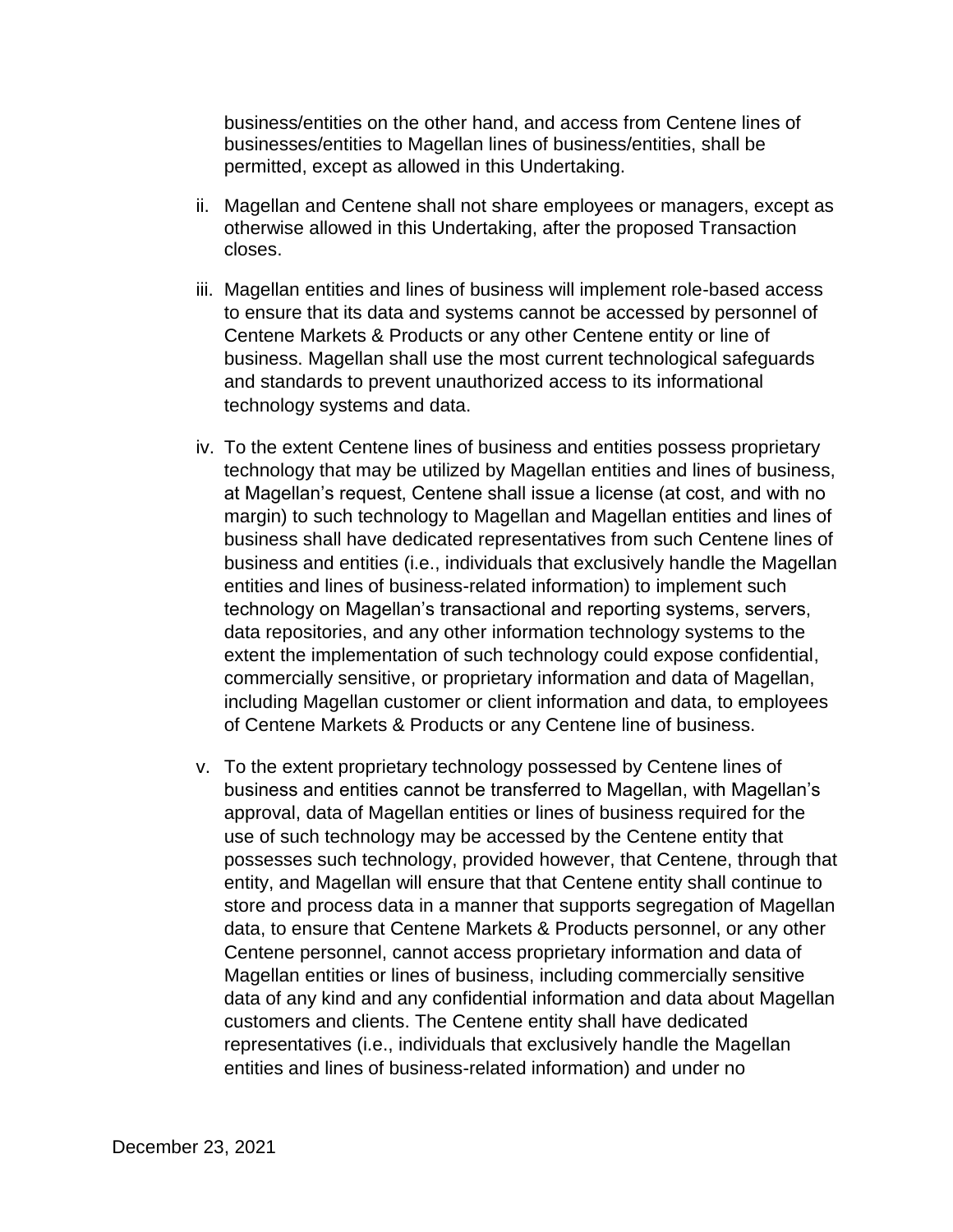business/entities on the other hand, and access from Centene lines of businesses/entities to Magellan lines of business/entities, shall be permitted, except as allowed in this Undertaking.

ii. Magellan and Centene shall not share employees or managers, except as otherwise allowed in this Undertaking, after the proposed Transaction closes.

iii. Magellan entities and lines of business will implement role-based access to ensure that its data and systems cannot be accessed by personnel of Centene Markets & Products or any other Centene entity or line of business. Magellan shall use the most current technological safeguards and standards to prevent unauthorized access to its informational technology systems and data.

iv. To the extent Centene lines of business and entities possess proprietary technology that may be utilized by Magellan entities and lines of business, at Magellan's request, Centene shall issue a license (at cost, and with no margin) to such technology to Magellan and Magellan entities and lines of business shall have dedicated representatives from such Centene lines of business and entities (i.e., individuals that exclusively handle the Magellan entities and lines of business-related information) to implement such technology on Magellan's transactional and reporting systems, servers, data repositories, and any other information technology systems to the extent the implementation of such technology could expose confidential, commercially sensitive, or proprietary information and data of Magellan, including Magellan customer or client information and data, to employees of Centene Markets & Products or any Centene line of business.

v. To the extent proprietary technology possessed by Centene lines of business and entities cannot be transferred to Magellan, with Magellan's approval, data of Magellan entities or lines of business required for the use of such technology may be accessed by the Centene entity that possesses such technology, provided however, that Centene, through that entity, and Magellan will ensure that that Centene entity shall continue to store and process data in a manner that supports segregation of Magellan data, to ensure that Centene Markets & Products personnel, or any other Centene personnel, cannot access proprietary information and data of Magellan entities or lines of business, including commercially sensitive data of any kind and any confidential information and data about Magellan customers and clients. The Centene entity shall have dedicated representatives (i.e., individuals that exclusively handle the Magellan entities and lines of business-related information) and under no

December 23, 2021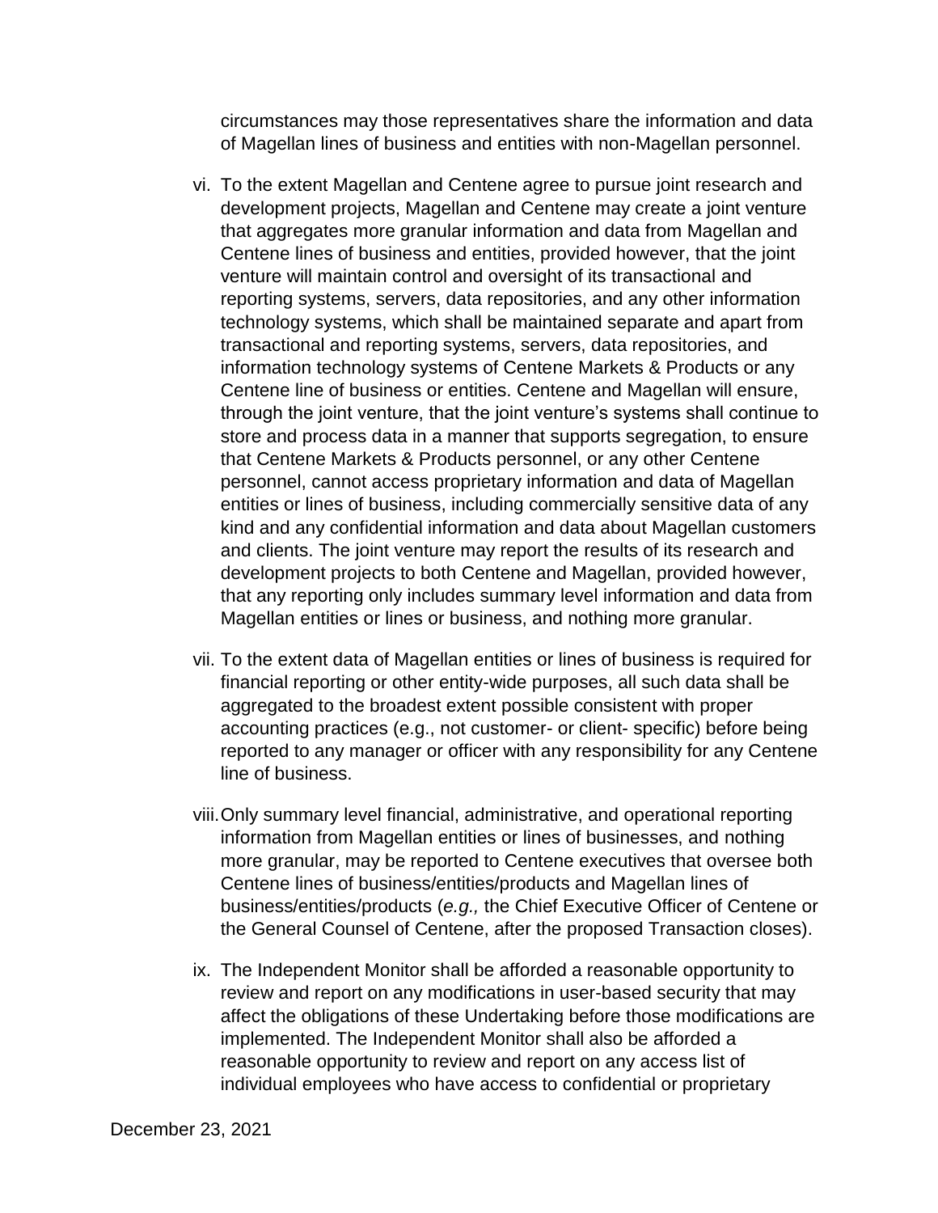circumstances may those representatives share the information and data of Magellan lines of business and entities with non-Magellan personnel.

vi. To the extent Magellan and Centene agree to pursue joint research and development projects, Magellan and Centene may create a joint venture that aggregates more granular information and data from Magellan and Centene lines of business and entities, provided however, that the joint venture will maintain control and oversight of its transactional and reporting systems, servers, data repositories, and any other information technology systems, which shall be maintained separate and apart from transactional and reporting systems, servers, data repositories, and information technology systems of Centene Markets & Products or any Centene line of business or entities. Centene and Magellan will ensure, through the joint venture, that the joint venture's systems shall continue to store and process data in a manner that supports segregation, to ensure that Centene Markets & Products personnel, or any other Centene personnel, cannot access proprietary information and data of Magellan entities or lines of business, including commercially sensitive data of any kind and any confidential information and data about Magellan customers and clients. The joint venture may report the results of its research and development projects to both Centene and Magellan, provided however, that any reporting only includes summary level information and data from Magellan entities or lines or business, and nothing more granular.

vii. To the extent data of Magellan entities or lines of business is required for financial reporting or other entity-wide purposes, all such data shall be aggregated to the broadest extent possible consistent with proper accounting practices (e.g., not customer- or client- specific) before being reported to any manager or officer with any responsibility for any Centene line of business.

viii. Only summary level financial, administrative, and operational reporting information from Magellan entities or lines of businesses, and nothing more granular, may be reported to Centene executives that oversee both Centene lines of business/entities/products and Magellan lines of business/entities/products (*e.g.,* the Chief Executive Officer of Centene or the General Counsel of Centene, after the proposed Transaction closes).

ix. The Independent Monitor shall be afforded a reasonable opportunity to review and report on any modifications in user-based security that may affect the obligations of these Undertaking before those modifications are implemented. The Independent Monitor shall also be afforded a reasonable opportunity to review and report on any access list of individual employees who have access to confidential or proprietary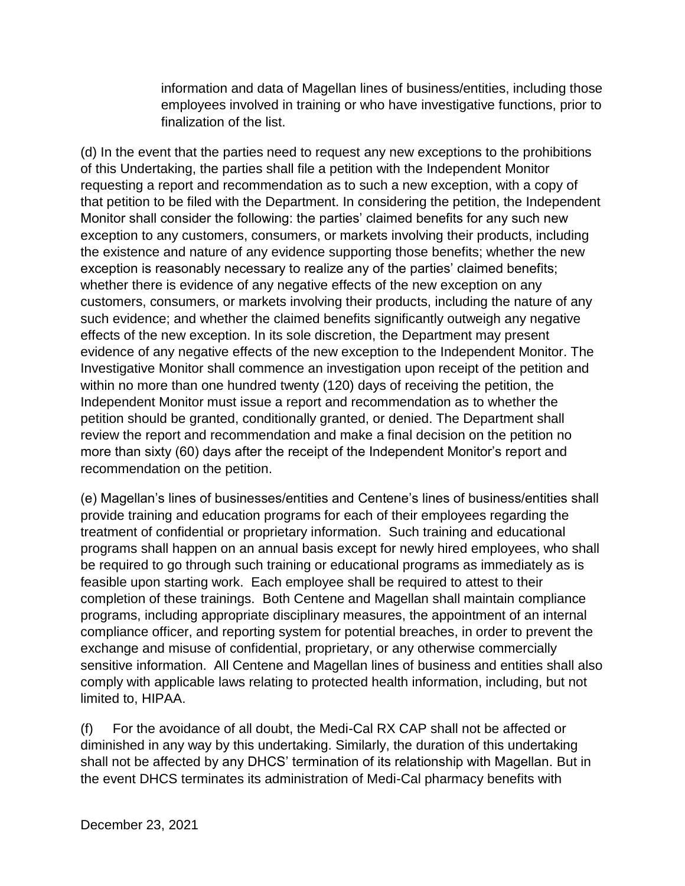information and data of Magellan lines of business/entities, including those employees involved in training or who have investigative functions, prior to finalization of the list.

(d) In the event that the parties need to request any new exceptions to the prohibitions of this Undertaking, the parties shall file a petition with the Independent Monitor requesting a report and recommendation as to such a new exception, with a copy of that petition to be filed with the Department. In considering the petition, the Independent Monitor shall consider the following: the parties' claimed benefits for any such new exception to any customers, consumers, or markets involving their products, including the existence and nature of any evidence supporting those benefits; whether the new exception is reasonably necessary to realize any of the parties' claimed benefits; whether there is evidence of any negative effects of the new exception on any customers, consumers, or markets involving their products, including the nature of any such evidence; and whether the claimed benefits significantly outweigh any negative effects of the new exception. In its sole discretion, the Department may present evidence of any negative effects of the new exception to the Independent Monitor. The Investigative Monitor shall commence an investigation upon receipt of the petition and within no more than one hundred twenty (120) days of receiving the petition, the Independent Monitor must issue a report and recommendation as to whether the petition should be granted, conditionally granted, or denied. The Department shall review the report and recommendation and make a final decision on the petition no more than sixty (60) days after the receipt of the Independent Monitor's report and recommendation on the petition.

(e) Magellan's lines of businesses/entities and Centene's lines of business/entities shall provide training and education programs for each of their employees regarding the treatment of confidential or proprietary information. Such training and educational programs shall happen on an annual basis except for newly hired employees, who shall be required to go through such training or educational programs as immediately as is feasible upon starting work. Each employee shall be required to attest to their completion of these trainings. Both Centene and Magellan shall maintain compliance programs, including appropriate disciplinary measures, the appointment of an internal compliance officer, and reporting system for potential breaches, in order to prevent the exchange and misuse of confidential, proprietary, or any otherwise commercially sensitive information. All Centene and Magellan lines of business and entities shall also comply with applicable laws relating to protected health information, including, but not limited to, HIPAA.

(f) For the avoidance of all doubt, the Medi-Cal RX CAP shall not be affected or diminished in any way by this undertaking. Similarly, the duration of this undertaking shall not be affected by any DHCS' termination of its relationship with Magellan. But in the event DHCS terminates its administration of Medi-Cal pharmacy benefits with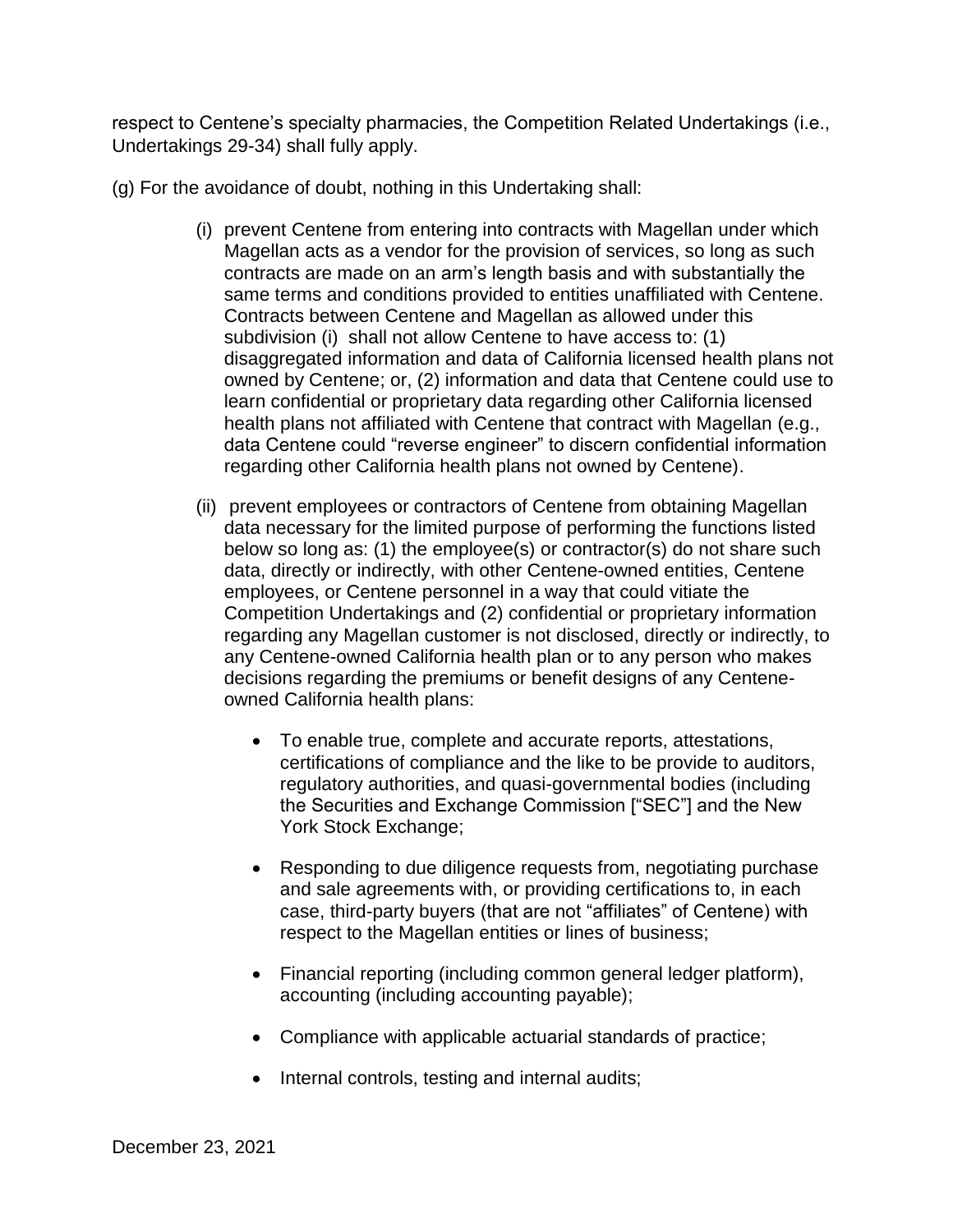respect to Centene's specialty pharmacies, the Competition Related Undertakings (i.e., Undertakings 29-34) shall fully apply.

(g) For the avoidance of doubt, nothing in this Undertaking shall:

(i) prevent Centene from entering into contracts with Magellan under which Magellan acts as a vendor for the provision of services, so long as such contracts are made on an arm's length basis and with substantially the same terms and conditions provided to entities unaffiliated with Centene. Contracts between Centene and Magellan as allowed under this subdivision (i) shall not allow Centene to have access to: (1) disaggregated information and data of California licensed health plans not owned by Centene; or, (2) information and data that Centene could use to learn confidential or proprietary data regarding other California licensed health plans not affiliated with Centene that contract with Magellan (e.g., data Centene could "reverse engineer" to discern confidential information regarding other California health plans not owned by Centene).

(ii) prevent employees or contractors of Centene from obtaining Magellan data necessary for the limited purpose of performing the functions listed below so long as: (1) the employee(s) or contractor(s) do not share such data, directly or indirectly, with other Centene-owned entities, Centene employees, or Centene personnel in a way that could vitiate the Competition Undertakings and (2) confidential or proprietary information regarding any Magellan customer is not disclosed, directly or indirectly, to any Centene-owned California health plan or to any person who makes decisions regarding the premiums or benefit designs of any Centene-owned California health plans:

- To enable true, complete and accurate reports, attestations, certifications of compliance and the like to be provide to auditors, regulatory authorities, and quasi-governmental bodies (including the Securities and Exchange Commission ["SEC"] and the New York Stock Exchange;
- Responding to due diligence requests from, negotiating purchase and sale agreements with, or providing certifications to, in each case, third-party buyers (that are not "affiliates" of Centene) with respect to the Magellan entities or lines of business;
- Financial reporting (including common general ledger platform), accounting (including accounting payable);
- Compliance with applicable actuarial standards of practice;
- Internal controls, testing and internal audits;

December 23, 2021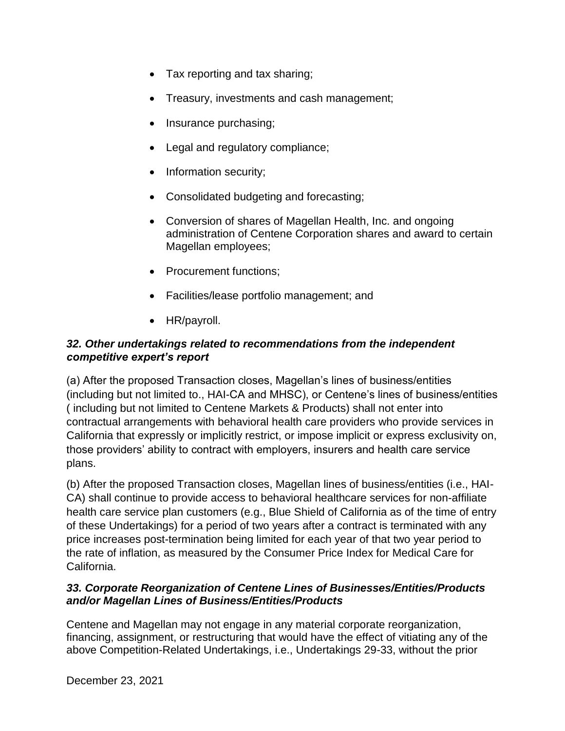- Tax reporting and tax sharing;
- Treasury, investments and cash management;
- Insurance purchasing;
- Legal and regulatory compliance;
- Information security;
- Consolidated budgeting and forecasting;
- Conversion of shares of Magellan Health, Inc. and ongoing administration of Centene Corporation shares and award to certain Magellan employees;
- Procurement functions;
- Facilities/lease portfolio management; and
- HR/payroll.

***32. Other undertakings related to recommendations from the independent competitive expert's report***

(a) After the proposed Transaction closes, Magellan's lines of business/entities (including but not limited to., HAI-CA and MHSC), or Centene's lines of business/entities ( including but not limited to Centene Markets & Products) shall not enter into contractual arrangements with behavioral health care providers who provide services in California that expressly or implicitly restrict, or impose implicit or express exclusivity on, those providers' ability to contract with employers, insurers and health care service plans.

(b) After the proposed Transaction closes, Magellan lines of business/entities (i.e., HAI-CA) shall continue to provide access to behavioral healthcare services for non-affiliate health care service plan customers (e.g., Blue Shield of California as of the time of entry of these Undertakings) for a period of two years after a contract is terminated with any price increases post-termination being limited for each year of that two year period to the rate of inflation, as measured by the Consumer Price Index for Medical Care for California.

***33. Corporate Reorganization of Centene Lines of Businesses/Entities/Products and/or Magellan Lines of Business/Entities/Products***

Centene and Magellan may not engage in any material corporate reorganization, financing, assignment, or restructuring that would have the effect of vitiating any of the above Competition-Related Undertakings, i.e., Undertakings 29-33, without the prior

December 23, 2021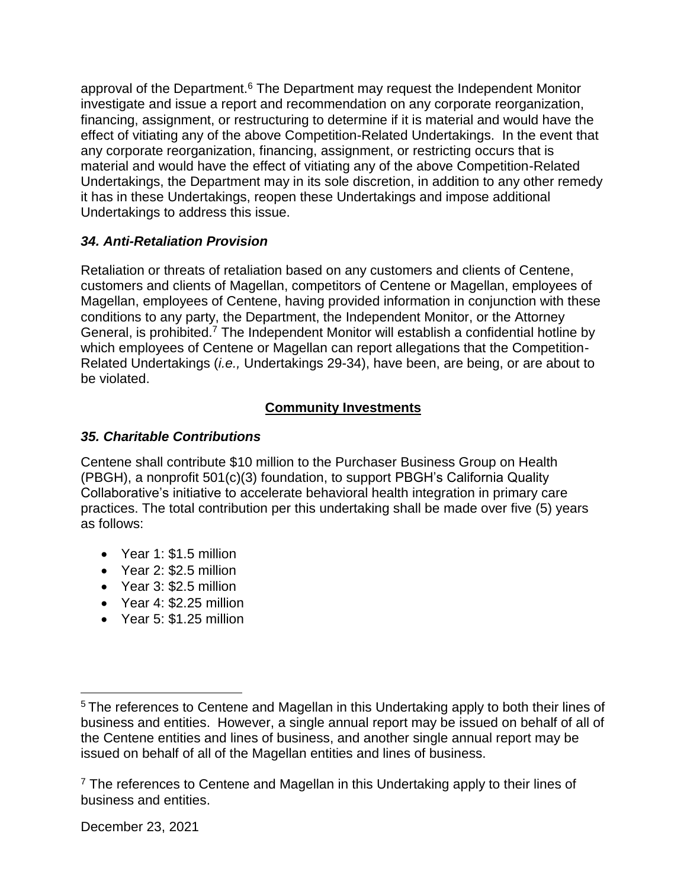approval of the Department.[6] The Department may request the Independent Monitor investigate and issue a report and recommendation on any corporate reorganization, financing, assignment, or restructuring to determine if it is material and would have the effect of vitiating any of the above Competition-Related Undertakings. In the event that any corporate reorganization, financing, assignment, or restricting occurs that is material and would have the effect of vitiating any of the above Competition-Related Undertakings, the Department may in its sole discretion, in addition to any other remedy it has in these Undertakings, reopen these Undertakings and impose additional Undertakings to address this issue.

### *34. Anti-Retaliation Provision*

Retaliation or threats of retaliation based on any customers and clients of Centene, customers and clients of Magellan, competitors of Centene or Magellan, employees of Magellan, employees of Centene, having provided information in conjunction with these conditions to any party, the Department, the Independent Monitor, or the Attorney General, is prohibited.[7] The Independent Monitor will establish a confidential hotline by which employees of Centene or Magellan can report allegations that the Competition-Related Undertakings (*i.e.,* Undertakings 29-34), have been, are being, or are about to be violated.

## **Community Investments**

### *35. Charitable Contributions*

Centene shall contribute $10 million to the Purchaser Business Group on Health (PBGH), a nonprofit 501(c)(3) foundation, to support PBGH's California Quality Collaborative's initiative to accelerate behavioral health integration in primary care practices. The total contribution per this undertaking shall be made over five (5) years as follows:

- Year 1: $1.5 million
- Year 2: $2.5 million
- Year 3: $2.5 million
- Year 4: $2.25 million
- Year 5: $1.25 million

---

[5] The references to Centene and Magellan in this Undertaking apply to both their lines of business and entities. However, a single annual report may be issued on behalf of all of the Centene entities and lines of business, and another single annual report may be issued on behalf of all of the Magellan entities and lines of business.

[7] The references to Centene and Magellan in this Undertaking apply to their lines of business and entities.

December 23, 2021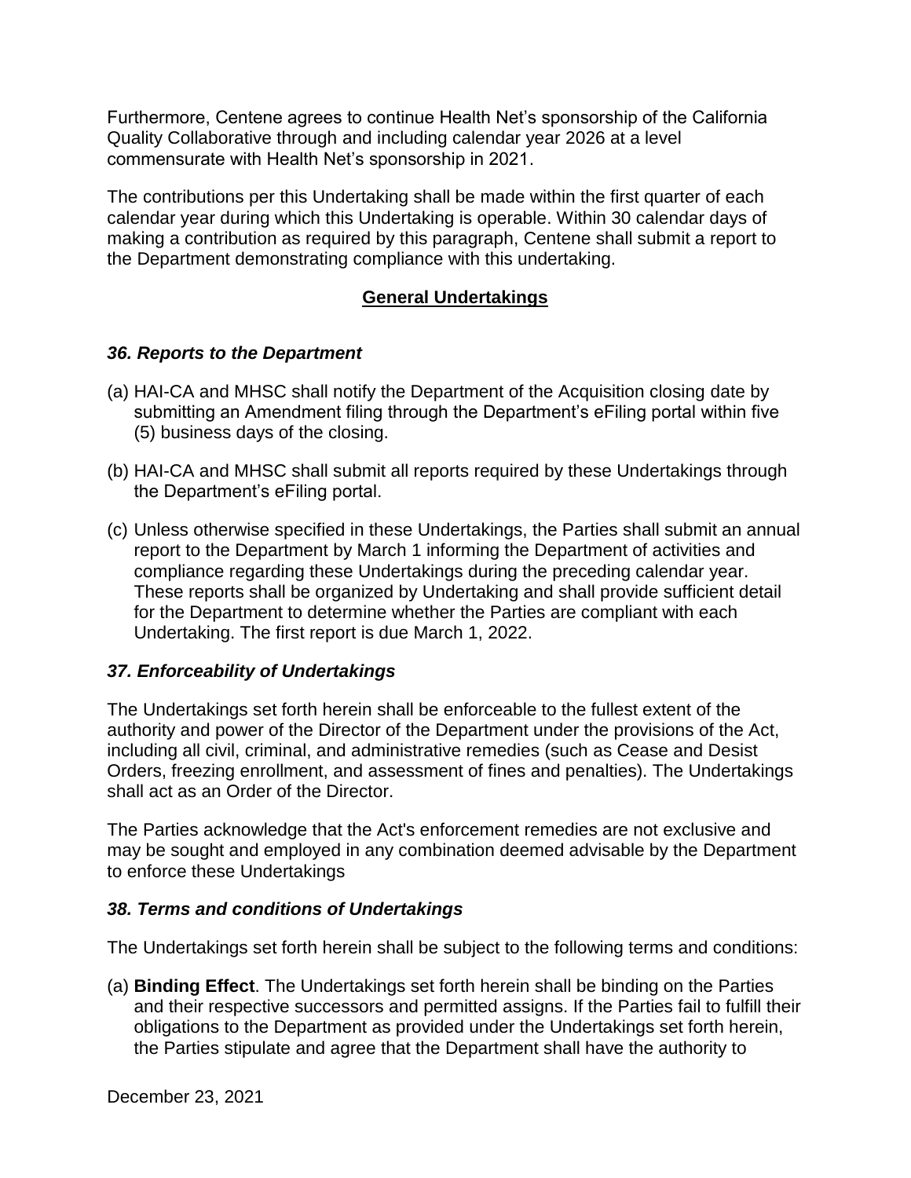Furthermore, Centene agrees to continue Health Net's sponsorship of the California Quality Collaborative through and including calendar year 2026 at a level commensurate with Health Net's sponsorship in 2021.

The contributions per this Undertaking shall be made within the first quarter of each calendar year during which this Undertaking is operable. Within 30 calendar days of making a contribution as required by this paragraph, Centene shall submit a report to the Department demonstrating compliance with this undertaking.

## General Undertakings

### *36. Reports to the Department*

(a) HAI-CA and MHSC shall notify the Department of the Acquisition closing date by submitting an Amendment filing through the Department's eFiling portal within five (5) business days of the closing.

(b) HAI-CA and MHSC shall submit all reports required by these Undertakings through the Department's eFiling portal.

(c) Unless otherwise specified in these Undertakings, the Parties shall submit an annual report to the Department by March 1 informing the Department of activities and compliance regarding these Undertakings during the preceding calendar year. These reports shall be organized by Undertaking and shall provide sufficient detail for the Department to determine whether the Parties are compliant with each Undertaking. The first report is due March 1, 2022.

### *37. Enforceability of Undertakings*

The Undertakings set forth herein shall be enforceable to the fullest extent of the authority and power of the Director of the Department under the provisions of the Act, including all civil, criminal, and administrative remedies (such as Cease and Desist Orders, freezing enrollment, and assessment of fines and penalties). The Undertakings shall act as an Order of the Director.

The Parties acknowledge that the Act's enforcement remedies are not exclusive and may be sought and employed in any combination deemed advisable by the Department to enforce these Undertakings

### *38. Terms and conditions of Undertakings*

The Undertakings set forth herein shall be subject to the following terms and conditions:

(a) **Binding Effect**. The Undertakings set forth herein shall be binding on the Parties and their respective successors and permitted assigns. If the Parties fail to fulfill their obligations to the Department as provided under the Undertakings set forth herein, the Parties stipulate and agree that the Department shall have the authority to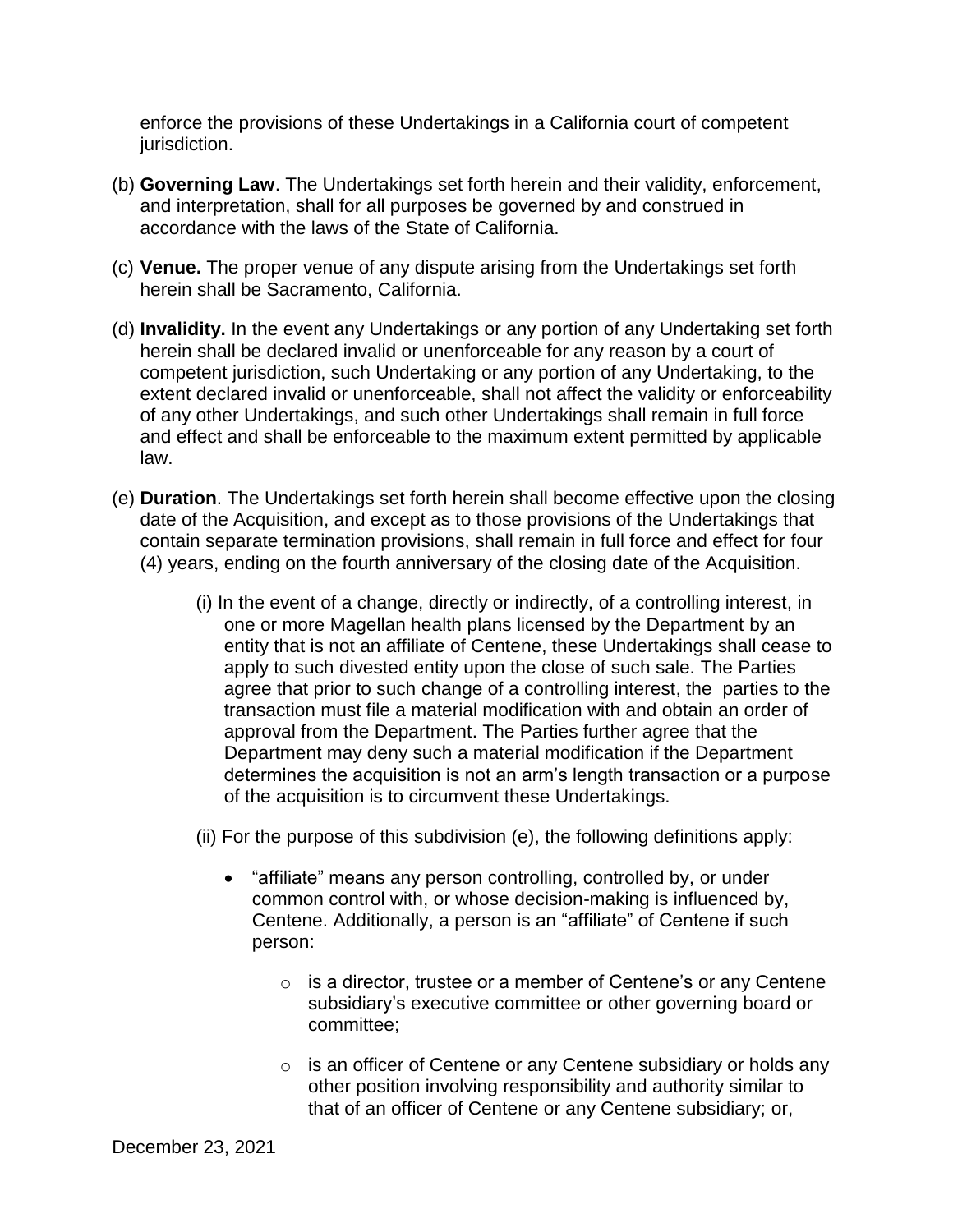enforce the provisions of these Undertakings in a California court of competent jurisdiction.

(b) **Governing Law**. The Undertakings set forth herein and their validity, enforcement, and interpretation, shall for all purposes be governed by and construed in accordance with the laws of the State of California.

(c) **Venue.** The proper venue of any dispute arising from the Undertakings set forth herein shall be Sacramento, California.

(d) **Invalidity.** In the event any Undertakings or any portion of any Undertaking set forth herein shall be declared invalid or unenforceable for any reason by a court of competent jurisdiction, such Undertaking or any portion of any Undertaking, to the extent declared invalid or unenforceable, shall not affect the validity or enforceability of any other Undertakings, and such other Undertakings shall remain in full force and effect and shall be enforceable to the maximum extent permitted by applicable law.

(e) **Duration**. The Undertakings set forth herein shall become effective upon the closing date of the Acquisition, and except as to those provisions of the Undertakings that contain separate termination provisions, shall remain in full force and effect for four (4) years, ending on the fourth anniversary of the closing date of the Acquisition.

(i) In the event of a change, directly or indirectly, of a controlling interest, in one or more Magellan health plans licensed by the Department by an entity that is not an affiliate of Centene, these Undertakings shall cease to apply to such divested entity upon the close of such sale. The Parties agree that prior to such change of a controlling interest, the parties to the transaction must file a material modification with and obtain an order of approval from the Department. The Parties further agree that the Department may deny such a material modification if the Department determines the acquisition is not an arm's length transaction or a purpose of the acquisition is to circumvent these Undertakings.

(ii) For the purpose of this subdivision (e), the following definitions apply:

- "affiliate" means any person controlling, controlled by, or under common control with, or whose decision-making is influenced by, Centene. Additionally, a person is an "affiliate" of Centene if such person:
  - is a director, trustee or a member of Centene's or any Centene subsidiary's executive committee or other governing board or committee;
  - is an officer of Centene or any Centene subsidiary or holds any other position involving responsibility and authority similar to that of an officer of Centene or any Centene subsidiary; or,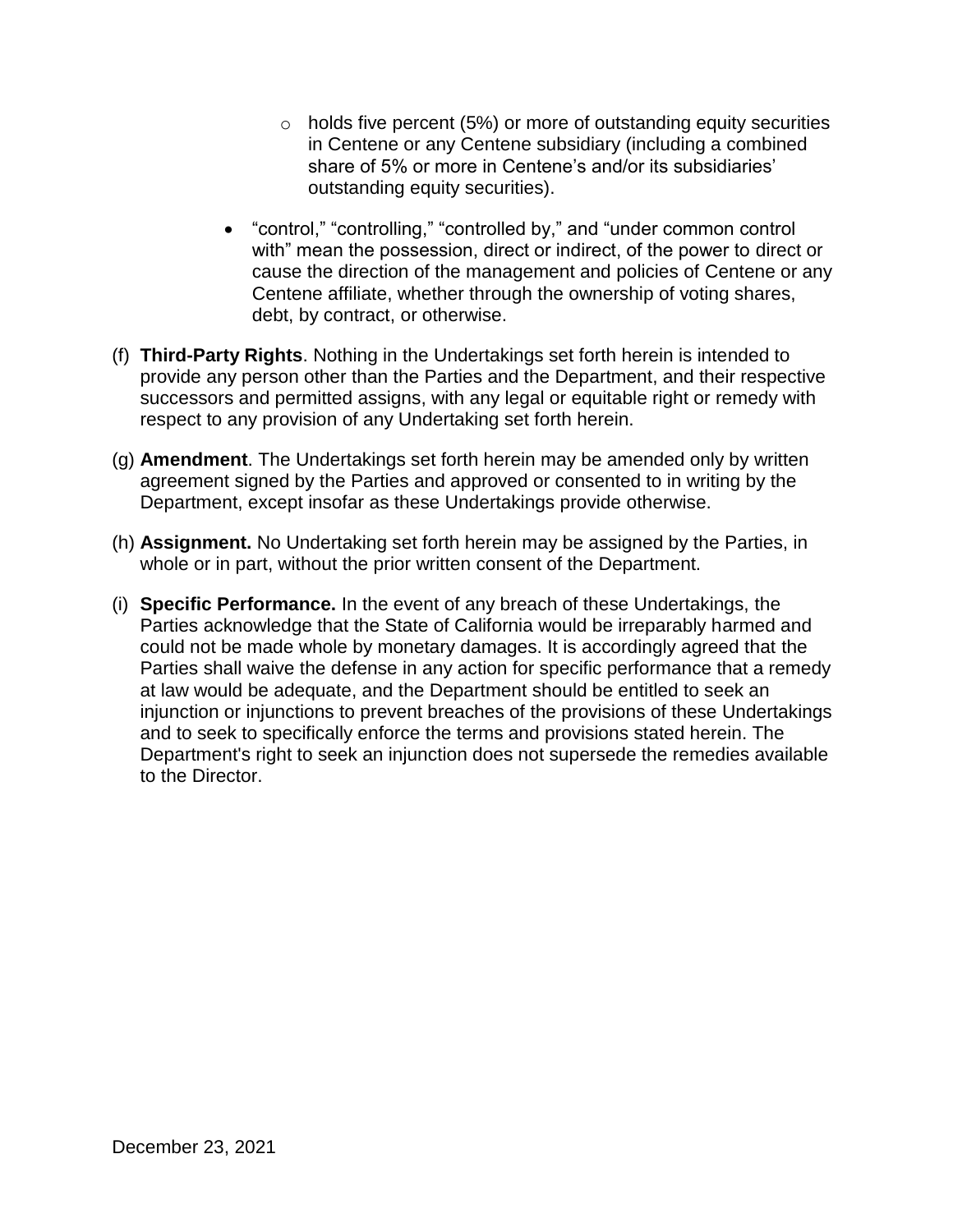- holds five percent (5%) or more of outstanding equity securities in Centene or any Centene subsidiary (including a combined share of 5% or more in Centene's and/or its subsidiaries' outstanding equity securities).

- "control," "controlling," "controlled by," and "under common control with" mean the possession, direct or indirect, of the power to direct or cause the direction of the management and policies of Centene or any Centene affiliate, whether through the ownership of voting shares, debt, by contract, or otherwise.

(f) **Third-Party Rights**. Nothing in the Undertakings set forth herein is intended to provide any person other than the Parties and the Department, and their respective successors and permitted assigns, with any legal or equitable right or remedy with respect to any provision of any Undertaking set forth herein.

(g) **Amendment**. The Undertakings set forth herein may be amended only by written agreement signed by the Parties and approved or consented to in writing by the Department, except insofar as these Undertakings provide otherwise.

(h) **Assignment.** No Undertaking set forth herein may be assigned by the Parties, in whole or in part, without the prior written consent of the Department.

(i) **Specific Performance.** In the event of any breach of these Undertakings, the Parties acknowledge that the State of California would be irreparably harmed and could not be made whole by monetary damages. It is accordingly agreed that the Parties shall waive the defense in any action for specific performance that a remedy at law would be adequate, and the Department should be entitled to seek an injunction or injunctions to prevent breaches of the provisions of these Undertakings and to seek to specifically enforce the terms and provisions stated herein. The Department's right to seek an injunction does not supersede the remedies available to the Director.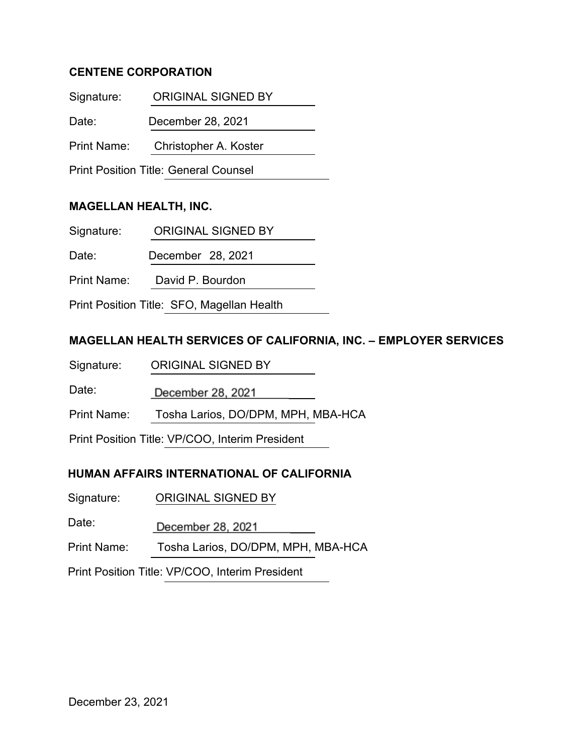**CENTENE CORPORATION**

Signature: ORIGINAL SIGNED BY

Date: December 28, 2021

Print Name: Christopher A. Koster

Print Position Title: General Counsel

**MAGELLAN HEALTH, INC.**

Signature: ORIGINAL SIGNED BY

Date: December 28, 2021

Print Name: David P. Bourdon

Print Position Title: SFO, Magellan Health

**MAGELLAN HEALTH SERVICES OF CALIFORNIA, INC. – EMPLOYER SERVICES**

Signature: ORIGINAL SIGNED BY

Date: December 28, 2021

Print Name: Tosha Larios, DO/DPM, MPH, MBA-HCA

Print Position Title: VP/COO, Interim President

**HUMAN AFFAIRS INTERNATIONAL OF CALIFORNIA**

Signature: ORIGINAL SIGNED BY

Date: December 28, 2021

Print Name: Tosha Larios, DO/DPM, MPH, MBA-HCA

Print Position Title: VP/COO, Interim President

December 23, 2021